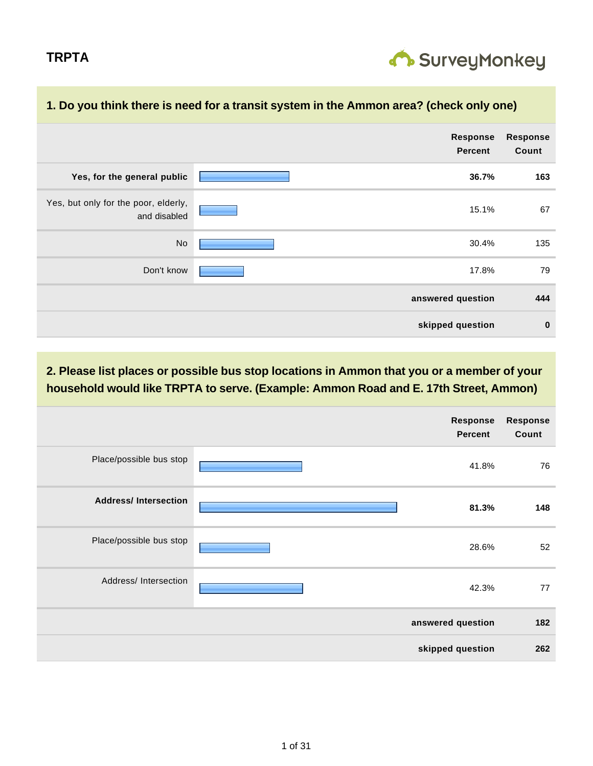**TRPTA**

SurveyMonkey

## 1. Do you think there is need for a transit system in the Ammon area? (check only one)

| | Response Percent | Response Count |
|---|---|---|
| **Yes, for the general public** | **36.7%** | **163** |
| Yes, but only for the poor, elderly, and disabled | 15.1% | 67 |
| No | 30.4% | 135 |
| Don't know | 17.8% | 79 |
| **answered question** | | **444** |
| **skipped question** | | **0** |

## 2. Please list places or possible bus stop locations in Ammon that you or a member of your household would like TRPTA to serve. (Example: Ammon Road and E. 17th Street, Ammon)

| | Response Percent | Response Count |
|---|---|---|
| Place/possible bus stop | 41.8% | 76 |
| **Address/ Intersection** | **81.3%** | **148** |
| Place/possible bus stop | 28.6% | 52 |
| Address/ Intersection | 42.3% | 77 |
| **answered question** | | **182** |
| **skipped question** | | **262** |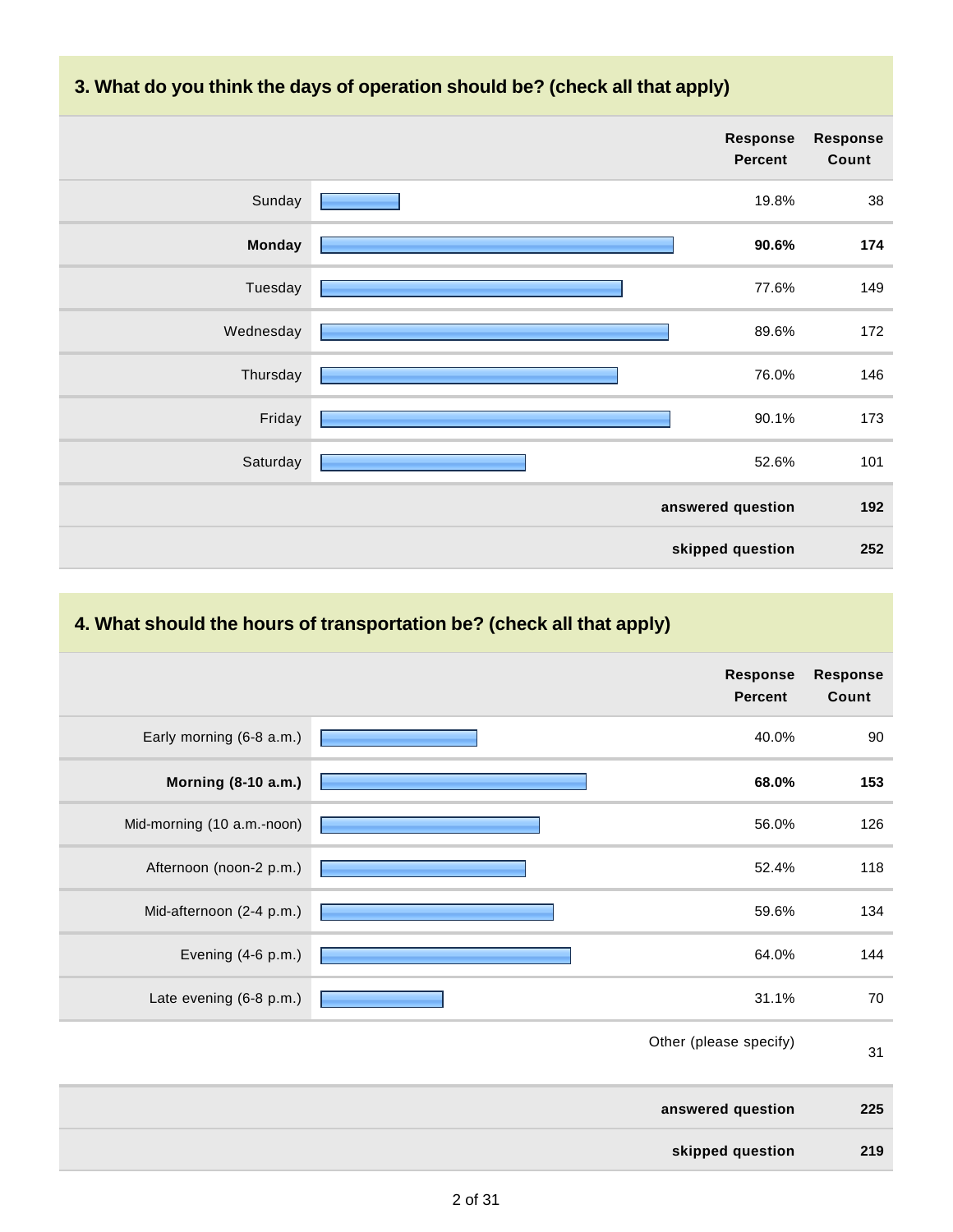## 3. What do you think the days of operation should be? (check all that apply)

| | Response Percent | Response Count |
|---|---|---|
| Sunday | 19.8% | 38 |
| **Monday** | **90.6%** | **174** |
| Tuesday | 77.6% | 149 |
| Wednesday | 89.6% | 172 |
| Thursday | 76.0% | 146 |
| Friday | 90.1% | 173 |
| Saturday | 52.6% | 101 |
| | **answered question** | **192** |
| | **skipped question** | **252** |

## 4. What should the hours of transportation be? (check all that apply)

| | Response Percent | Response Count |
|---|---|---|
| Early morning (6-8 a.m.) | 40.0% | 90 |
| **Morning (8-10 a.m.)** | **68.0%** | **153** |
| Mid-morning (10 a.m.-noon) | 56.0% | 126 |
| Afternoon (noon-2 p.m.) | 52.4% | 118 |
| Mid-afternoon (2-4 p.m.) | 59.6% | 134 |
| Evening (4-6 p.m.) | 64.0% | 144 |
| Late evening (6-8 p.m.) | 31.1% | 70 |
| | Other (please specify) | 31 |
| | **answered question** | **225** |
| | **skipped question** | **219** |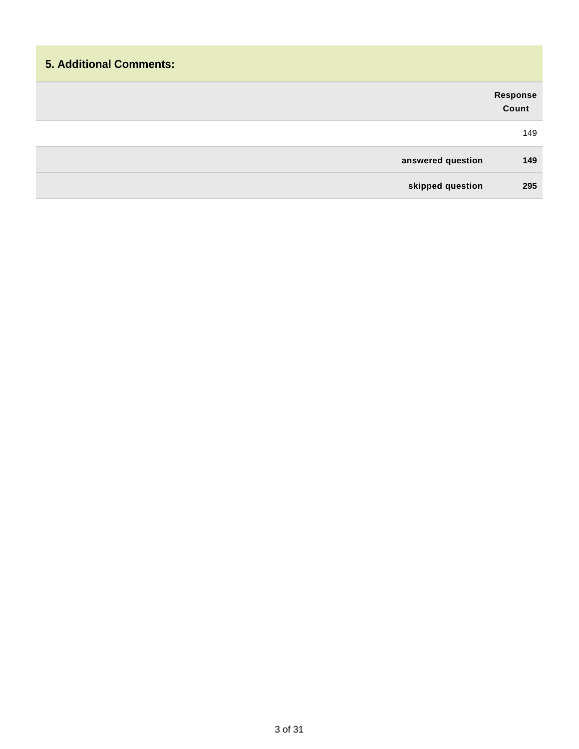## 5. Additional Comments:

| | | Response Count |
|---|---|---|
| | | 149 |
| | **answered question** | **149** |
| | **skipped question** | **295** |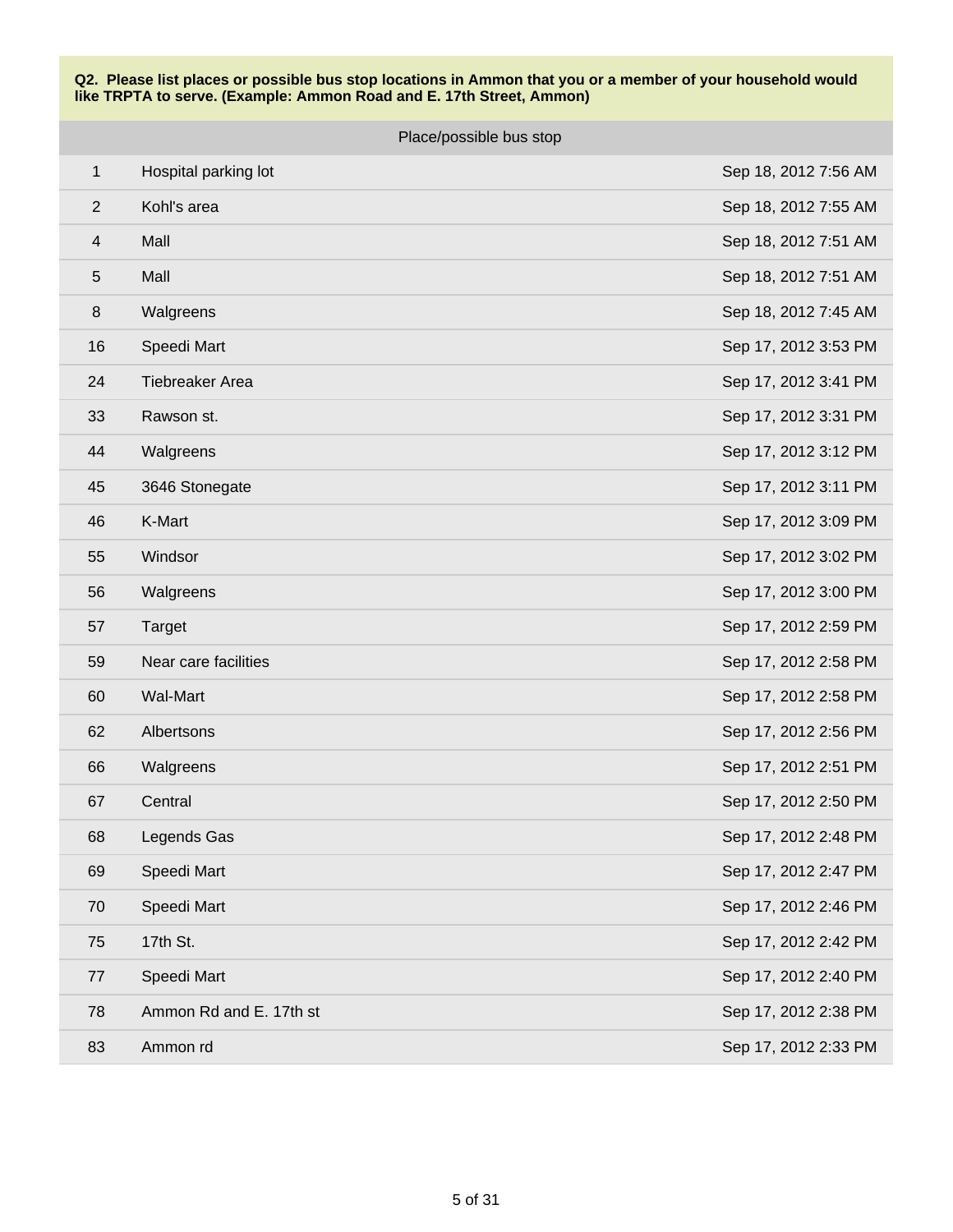**Q2. Please list places or possible bus stop locations in Ammon that you or a member of your household would like TRPTA to serve. (Example: Ammon Road and E. 17th Street, Ammon)**

| | Place/possible bus stop | |
|---|---|---|
| 1 | Hospital parking lot | Sep 18, 2012 7:56 AM |
| 2 | Kohl's area | Sep 18, 2012 7:55 AM |
| 4 | Mall | Sep 18, 2012 7:51 AM |
| 5 | Mall | Sep 18, 2012 7:51 AM |
| 8 | Walgreens | Sep 18, 2012 7:45 AM |
| 16 | Speedi Mart | Sep 17, 2012 3:53 PM |
| 24 | Tiebreaker Area | Sep 17, 2012 3:41 PM |
| 33 | Rawson st. | Sep 17, 2012 3:31 PM |
| 44 | Walgreens | Sep 17, 2012 3:12 PM |
| 45 | 3646 Stonegate | Sep 17, 2012 3:11 PM |
| 46 | K-Mart | Sep 17, 2012 3:09 PM |
| 55 | Windsor | Sep 17, 2012 3:02 PM |
| 56 | Walgreens | Sep 17, 2012 3:00 PM |
| 57 | Target | Sep 17, 2012 2:59 PM |
| 59 | Near care facilities | Sep 17, 2012 2:58 PM |
| 60 | Wal-Mart | Sep 17, 2012 2:58 PM |
| 62 | Albertsons | Sep 17, 2012 2:56 PM |
| 66 | Walgreens | Sep 17, 2012 2:51 PM |
| 67 | Central | Sep 17, 2012 2:50 PM |
| 68 | Legends Gas | Sep 17, 2012 2:48 PM |
| 69 | Speedi Mart | Sep 17, 2012 2:47 PM |
| 70 | Speedi Mart | Sep 17, 2012 2:46 PM |
| 75 | 17th St. | Sep 17, 2012 2:42 PM |
| 77 | Speedi Mart | Sep 17, 2012 2:40 PM |
| 78 | Ammon Rd and E. 17th st | Sep 17, 2012 2:38 PM |
| 83 | Ammon rd | Sep 17, 2012 2:33 PM |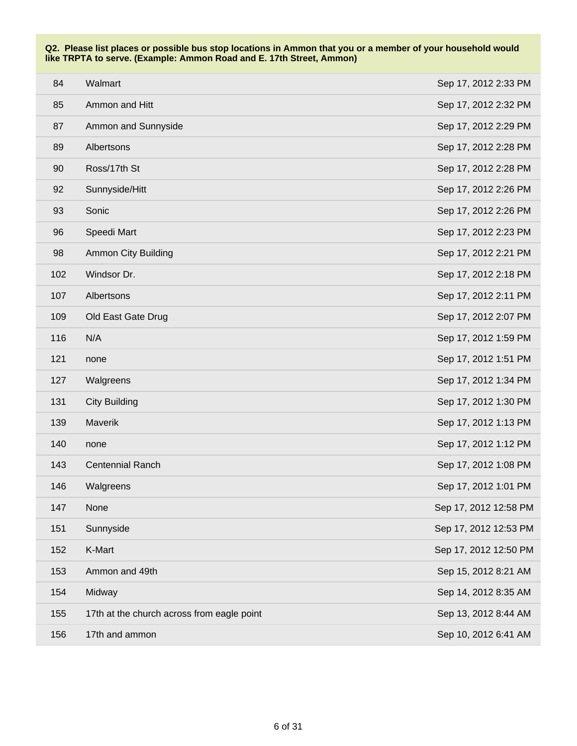**Q2. Please list places or possible bus stop locations in Ammon that you or a member of your household would like TRPTA to serve. (Example: Ammon Road and E. 17th Street, Ammon)**

| | | |
|---|---|---|
| 84 | Walmart | Sep 17, 2012 2:33 PM |
| 85 | Ammon and Hitt | Sep 17, 2012 2:32 PM |
| 87 | Ammon and Sunnyside | Sep 17, 2012 2:29 PM |
| 89 | Albertsons | Sep 17, 2012 2:28 PM |
| 90 | Ross/17th St | Sep 17, 2012 2:28 PM |
| 92 | Sunnyside/Hitt | Sep 17, 2012 2:26 PM |
| 93 | Sonic | Sep 17, 2012 2:26 PM |
| 96 | Speedi Mart | Sep 17, 2012 2:23 PM |
| 98 | Ammon City Building | Sep 17, 2012 2:21 PM |
| 102 | Windsor Dr. | Sep 17, 2012 2:18 PM |
| 107 | Albertsons | Sep 17, 2012 2:11 PM |
| 109 | Old East Gate Drug | Sep 17, 2012 2:07 PM |
| 116 | N/A | Sep 17, 2012 1:59 PM |
| 121 | none | Sep 17, 2012 1:51 PM |
| 127 | Walgreens | Sep 17, 2012 1:34 PM |
| 131 | City Building | Sep 17, 2012 1:30 PM |
| 139 | Maverik | Sep 17, 2012 1:13 PM |
| 140 | none | Sep 17, 2012 1:12 PM |
| 143 | Centennial Ranch | Sep 17, 2012 1:08 PM |
| 146 | Walgreens | Sep 17, 2012 1:01 PM |
| 147 | None | Sep 17, 2012 12:58 PM |
| 151 | Sunnyside | Sep 17, 2012 12:53 PM |
| 152 | K-Mart | Sep 17, 2012 12:50 PM |
| 153 | Ammon and 49th | Sep 15, 2012 8:21 AM |
| 154 | Midway | Sep 14, 2012 8:35 AM |
| 155 | 17th at the church across from eagle point | Sep 13, 2012 8:44 AM |
| 156 | 17th and ammon | Sep 10, 2012 6:41 AM |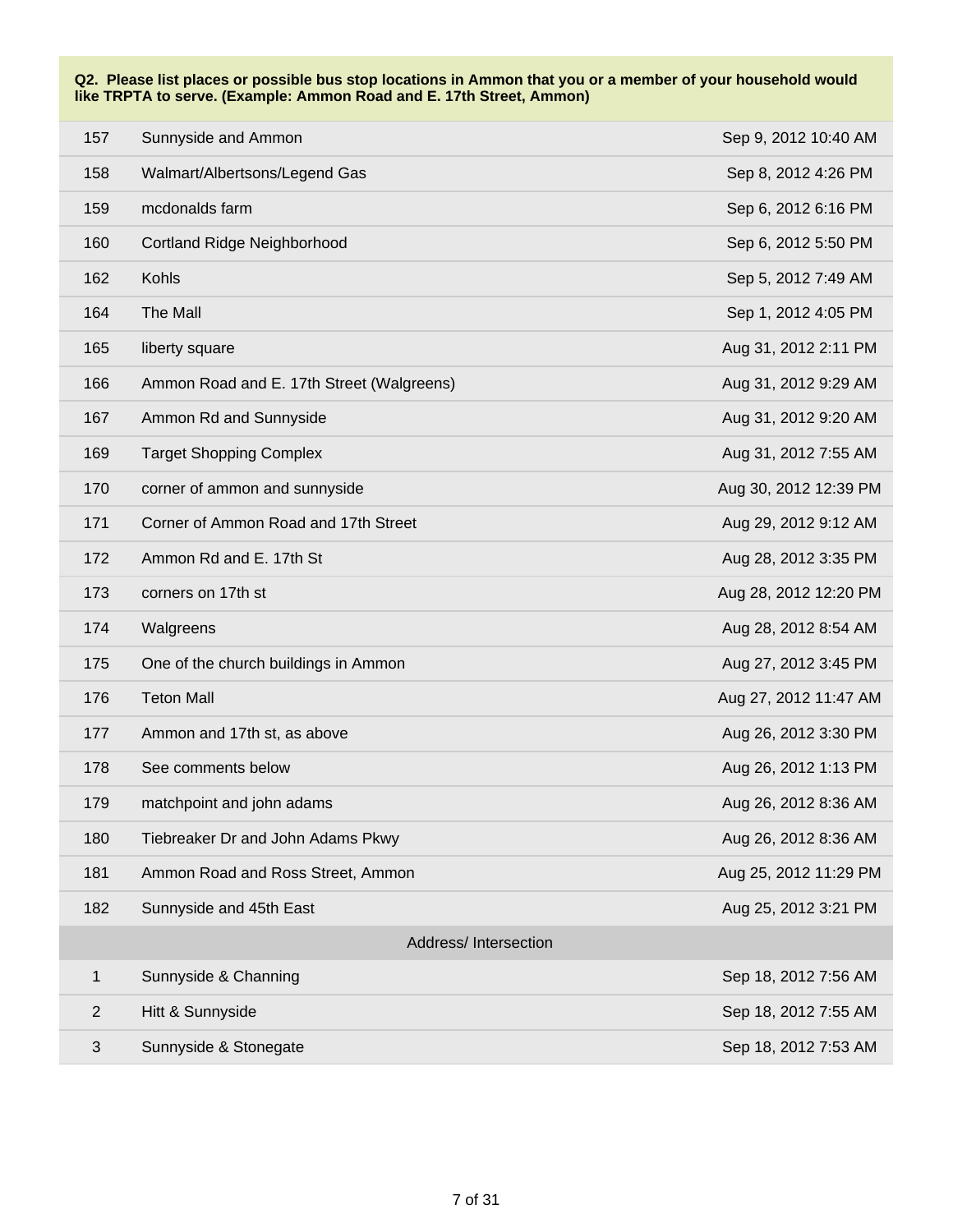**Q2. Please list places or possible bus stop locations in Ammon that you or a member of your household would like TRPTA to serve. (Example: Ammon Road and E. 17th Street, Ammon)**

| | | |
|---|---|---|
| 157 | Sunnyside and Ammon | Sep 9, 2012 10:40 AM |
| 158 | Walmart/Albertsons/Legend Gas | Sep 8, 2012 4:26 PM |
| 159 | mcdonalds farm | Sep 6, 2012 6:16 PM |
| 160 | Cortland Ridge Neighborhood | Sep 6, 2012 5:50 PM |
| 162 | Kohls | Sep 5, 2012 7:49 AM |
| 164 | The Mall | Sep 1, 2012 4:05 PM |
| 165 | liberty square | Aug 31, 2012 2:11 PM |
| 166 | Ammon Road and E. 17th Street (Walgreens) | Aug 31, 2012 9:29 AM |
| 167 | Ammon Rd and Sunnyside | Aug 31, 2012 9:20 AM |
| 169 | Target Shopping Complex | Aug 31, 2012 7:55 AM |
| 170 | corner of ammon and sunnyside | Aug 30, 2012 12:39 PM |
| 171 | Corner of Ammon Road and 17th Street | Aug 29, 2012 9:12 AM |
| 172 | Ammon Rd and E. 17th St | Aug 28, 2012 3:35 PM |
| 173 | corners on 17th st | Aug 28, 2012 12:20 PM |
| 174 | Walgreens | Aug 28, 2012 8:54 AM |
| 175 | One of the church buildings in Ammon | Aug 27, 2012 3:45 PM |
| 176 | Teton Mall | Aug 27, 2012 11:47 AM |
| 177 | Ammon and 17th st, as above | Aug 26, 2012 3:30 PM |
| 178 | See comments below | Aug 26, 2012 1:13 PM |
| 179 | matchpoint and john adams | Aug 26, 2012 8:36 AM |
| 180 | Tiebreaker Dr and John Adams Pkwy | Aug 26, 2012 8:36 AM |
| 181 | Ammon Road and Ross Street, Ammon | Aug 25, 2012 11:29 PM |
| 182 | Sunnyside and 45th East | Aug 25, 2012 3:21 PM |
| | **Address/ Intersection** | |
| 1 | Sunnyside & Channing | Sep 18, 2012 7:56 AM |
| 2 | Hitt & Sunnyside | Sep 18, 2012 7:55 AM |
| 3 | Sunnyside & Stonegate | Sep 18, 2012 7:53 AM |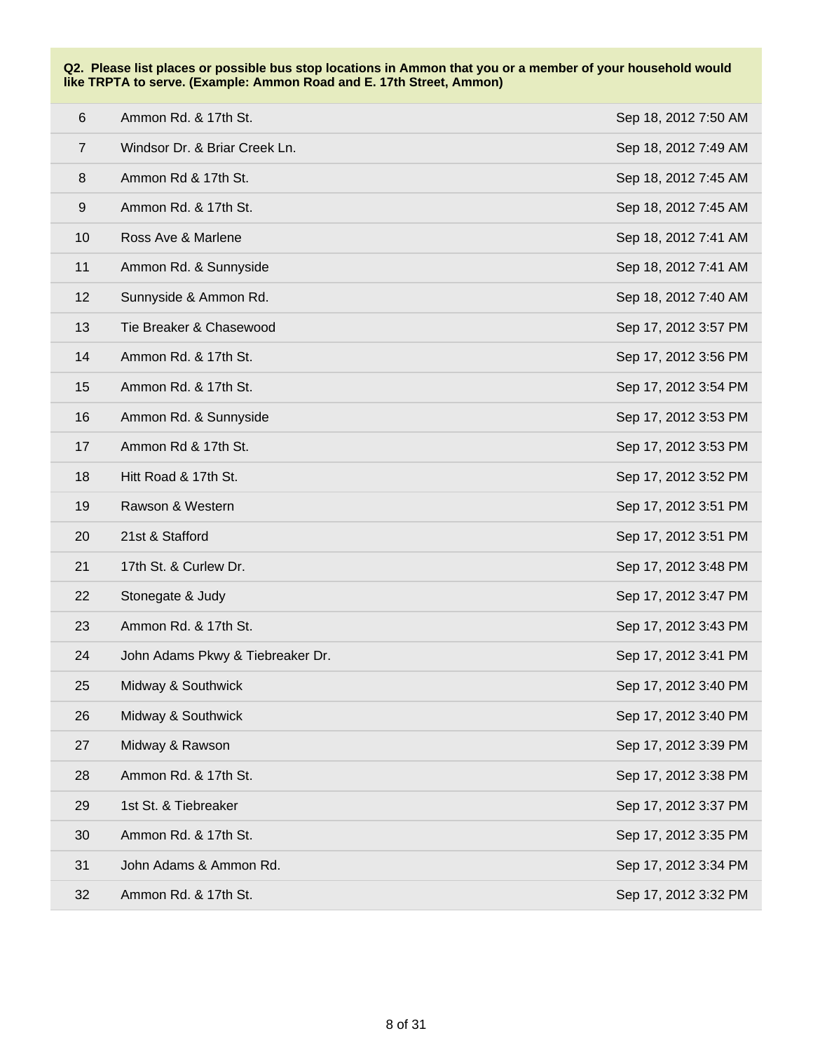**Q2. Please list places or possible bus stop locations in Ammon that you or a member of your household would like TRPTA to serve. (Example: Ammon Road and E. 17th Street, Ammon)**

| | | |
|---|---|---|
| 6 | Ammon Rd. & 17th St. | Sep 18, 2012 7:50 AM |
| 7 | Windsor Dr. & Briar Creek Ln. | Sep 18, 2012 7:49 AM |
| 8 | Ammon Rd & 17th St. | Sep 18, 2012 7:45 AM |
| 9 | Ammon Rd. & 17th St. | Sep 18, 2012 7:45 AM |
| 10 | Ross Ave & Marlene | Sep 18, 2012 7:41 AM |
| 11 | Ammon Rd. & Sunnyside | Sep 18, 2012 7:41 AM |
| 12 | Sunnyside & Ammon Rd. | Sep 18, 2012 7:40 AM |
| 13 | Tie Breaker & Chasewood | Sep 17, 2012 3:57 PM |
| 14 | Ammon Rd. & 17th St. | Sep 17, 2012 3:56 PM |
| 15 | Ammon Rd. & 17th St. | Sep 17, 2012 3:54 PM |
| 16 | Ammon Rd. & Sunnyside | Sep 17, 2012 3:53 PM |
| 17 | Ammon Rd & 17th St. | Sep 17, 2012 3:53 PM |
| 18 | Hitt Road & 17th St. | Sep 17, 2012 3:52 PM |
| 19 | Rawson & Western | Sep 17, 2012 3:51 PM |
| 20 | 21st & Stafford | Sep 17, 2012 3:51 PM |
| 21 | 17th St. & Curlew Dr. | Sep 17, 2012 3:48 PM |
| 22 | Stonegate & Judy | Sep 17, 2012 3:47 PM |
| 23 | Ammon Rd. & 17th St. | Sep 17, 2012 3:43 PM |
| 24 | John Adams Pkwy & Tiebreaker Dr. | Sep 17, 2012 3:41 PM |
| 25 | Midway & Southwick | Sep 17, 2012 3:40 PM |
| 26 | Midway & Southwick | Sep 17, 2012 3:40 PM |
| 27 | Midway & Rawson | Sep 17, 2012 3:39 PM |
| 28 | Ammon Rd. & 17th St. | Sep 17, 2012 3:38 PM |
| 29 | 1st St. & Tiebreaker | Sep 17, 2012 3:37 PM |
| 30 | Ammon Rd. & 17th St. | Sep 17, 2012 3:35 PM |
| 31 | John Adams & Ammon Rd. | Sep 17, 2012 3:34 PM |
| 32 | Ammon Rd. & 17th St. | Sep 17, 2012 3:32 PM |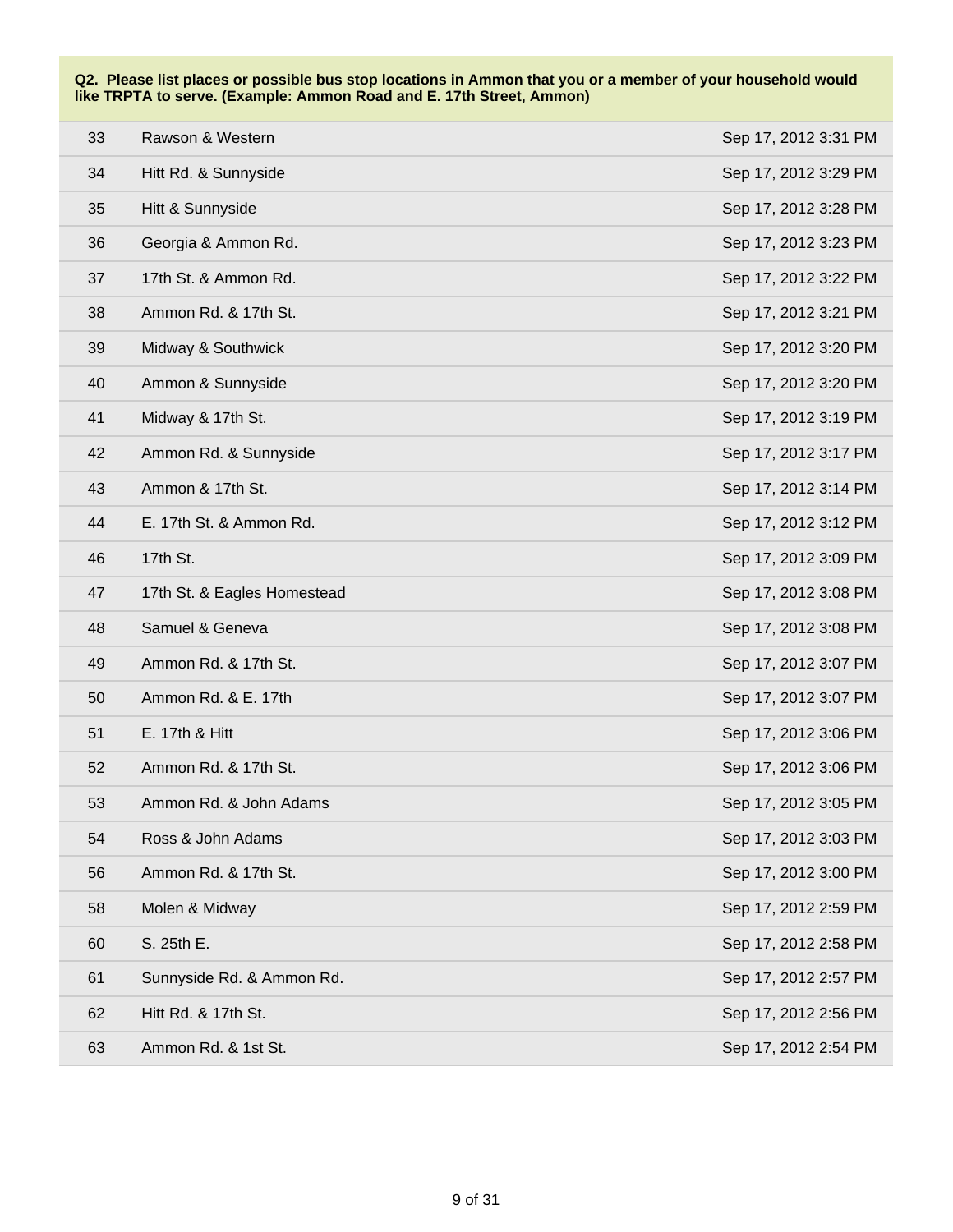**Q2. Please list places or possible bus stop locations in Ammon that you or a member of your household would like TRPTA to serve. (Example: Ammon Road and E. 17th Street, Ammon)**

| | | |
|---|---|---|
| 33 | Rawson & Western | Sep 17, 2012 3:31 PM |
| 34 | Hitt Rd. & Sunnyside | Sep 17, 2012 3:29 PM |
| 35 | Hitt & Sunnyside | Sep 17, 2012 3:28 PM |
| 36 | Georgia & Ammon Rd. | Sep 17, 2012 3:23 PM |
| 37 | 17th St. & Ammon Rd. | Sep 17, 2012 3:22 PM |
| 38 | Ammon Rd. & 17th St. | Sep 17, 2012 3:21 PM |
| 39 | Midway & Southwick | Sep 17, 2012 3:20 PM |
| 40 | Ammon & Sunnyside | Sep 17, 2012 3:20 PM |
| 41 | Midway & 17th St. | Sep 17, 2012 3:19 PM |
| 42 | Ammon Rd. & Sunnyside | Sep 17, 2012 3:17 PM |
| 43 | Ammon & 17th St. | Sep 17, 2012 3:14 PM |
| 44 | E. 17th St. & Ammon Rd. | Sep 17, 2012 3:12 PM |
| 46 | 17th St. | Sep 17, 2012 3:09 PM |
| 47 | 17th St. & Eagles Homestead | Sep 17, 2012 3:08 PM |
| 48 | Samuel & Geneva | Sep 17, 2012 3:08 PM |
| 49 | Ammon Rd. & 17th St. | Sep 17, 2012 3:07 PM |
| 50 | Ammon Rd. & E. 17th | Sep 17, 2012 3:07 PM |
| 51 | E. 17th & Hitt | Sep 17, 2012 3:06 PM |
| 52 | Ammon Rd. & 17th St. | Sep 17, 2012 3:06 PM |
| 53 | Ammon Rd. & John Adams | Sep 17, 2012 3:05 PM |
| 54 | Ross & John Adams | Sep 17, 2012 3:03 PM |
| 56 | Ammon Rd. & 17th St. | Sep 17, 2012 3:00 PM |
| 58 | Molen & Midway | Sep 17, 2012 2:59 PM |
| 60 | S. 25th E. | Sep 17, 2012 2:58 PM |
| 61 | Sunnyside Rd. & Ammon Rd. | Sep 17, 2012 2:57 PM |
| 62 | Hitt Rd. & 17th St. | Sep 17, 2012 2:56 PM |
| 63 | Ammon Rd. & 1st St. | Sep 17, 2012 2:54 PM |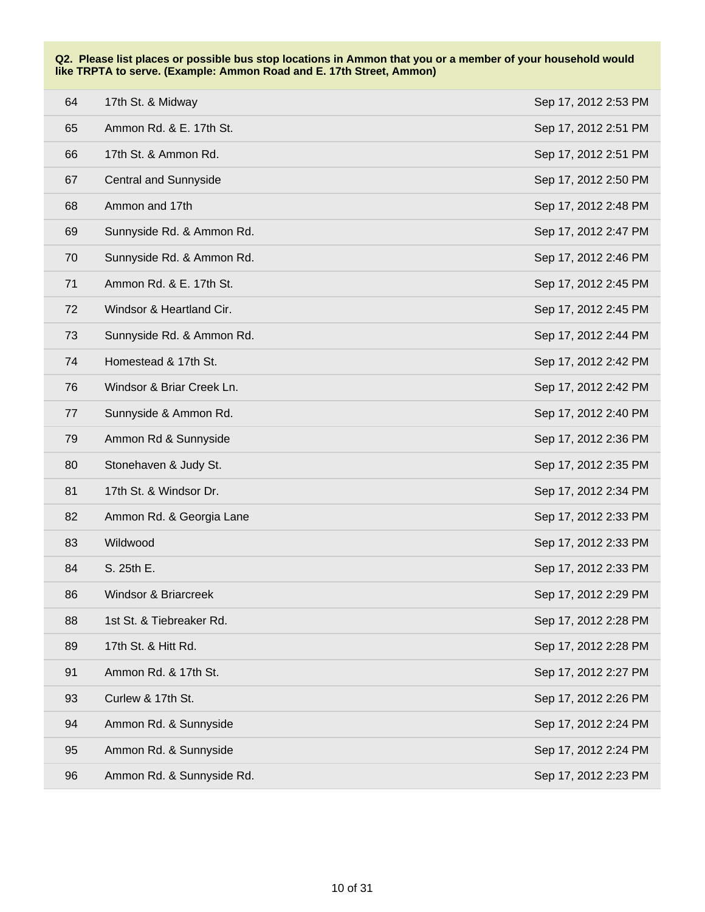**Q2. Please list places or possible bus stop locations in Ammon that you or a member of your household would like TRPTA to serve. (Example: Ammon Road and E. 17th Street, Ammon)**

| | | |
|---|---|---|
| 64 | 17th St. & Midway | Sep 17, 2012 2:53 PM |
| 65 | Ammon Rd. & E. 17th St. | Sep 17, 2012 2:51 PM |
| 66 | 17th St. & Ammon Rd. | Sep 17, 2012 2:51 PM |
| 67 | Central and Sunnyside | Sep 17, 2012 2:50 PM |
| 68 | Ammon and 17th | Sep 17, 2012 2:48 PM |
| 69 | Sunnyside Rd. & Ammon Rd. | Sep 17, 2012 2:47 PM |
| 70 | Sunnyside Rd. & Ammon Rd. | Sep 17, 2012 2:46 PM |
| 71 | Ammon Rd. & E. 17th St. | Sep 17, 2012 2:45 PM |
| 72 | Windsor & Heartland Cir. | Sep 17, 2012 2:45 PM |
| 73 | Sunnyside Rd. & Ammon Rd. | Sep 17, 2012 2:44 PM |
| 74 | Homestead & 17th St. | Sep 17, 2012 2:42 PM |
| 76 | Windsor & Briar Creek Ln. | Sep 17, 2012 2:42 PM |
| 77 | Sunnyside & Ammon Rd. | Sep 17, 2012 2:40 PM |
| 79 | Ammon Rd & Sunnyside | Sep 17, 2012 2:36 PM |
| 80 | Stonehaven & Judy St. | Sep 17, 2012 2:35 PM |
| 81 | 17th St. & Windsor Dr. | Sep 17, 2012 2:34 PM |
| 82 | Ammon Rd. & Georgia Lane | Sep 17, 2012 2:33 PM |
| 83 | Wildwood | Sep 17, 2012 2:33 PM |
| 84 | S. 25th E. | Sep 17, 2012 2:33 PM |
| 86 | Windsor & Briarcreek | Sep 17, 2012 2:29 PM |
| 88 | 1st St. & Tiebreaker Rd. | Sep 17, 2012 2:28 PM |
| 89 | 17th St. & Hitt Rd. | Sep 17, 2012 2:28 PM |
| 91 | Ammon Rd. & 17th St. | Sep 17, 2012 2:27 PM |
| 93 | Curlew & 17th St. | Sep 17, 2012 2:26 PM |
| 94 | Ammon Rd. & Sunnyside | Sep 17, 2012 2:24 PM |
| 95 | Ammon Rd. & Sunnyside | Sep 17, 2012 2:24 PM |
| 96 | Ammon Rd. & Sunnyside Rd. | Sep 17, 2012 2:23 PM |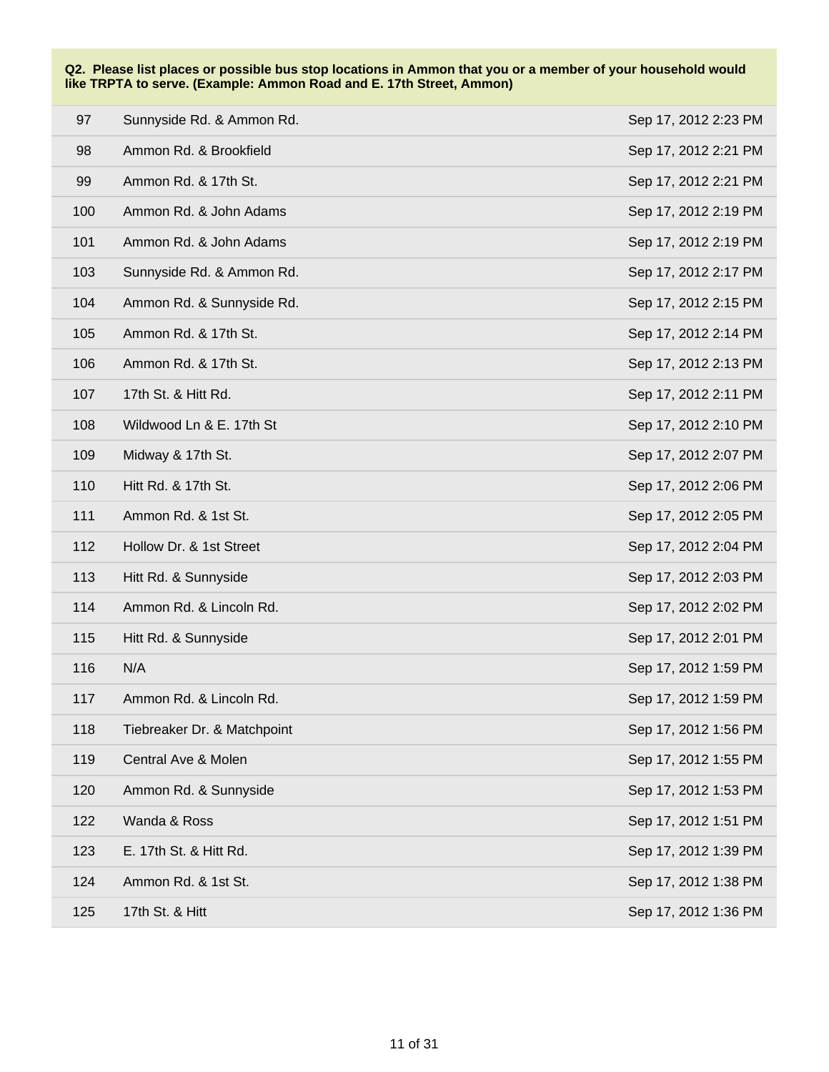**Q2. Please list places or possible bus stop locations in Ammon that you or a member of your household would like TRPTA to serve. (Example: Ammon Road and E. 17th Street, Ammon)**

| | | |
|---|---|---|
| 97 | Sunnyside Rd. & Ammon Rd. | Sep 17, 2012 2:23 PM |
| 98 | Ammon Rd. & Brookfield | Sep 17, 2012 2:21 PM |
| 99 | Ammon Rd. & 17th St. | Sep 17, 2012 2:21 PM |
| 100 | Ammon Rd. & John Adams | Sep 17, 2012 2:19 PM |
| 101 | Ammon Rd. & John Adams | Sep 17, 2012 2:19 PM |
| 103 | Sunnyside Rd. & Ammon Rd. | Sep 17, 2012 2:17 PM |
| 104 | Ammon Rd. & Sunnyside Rd. | Sep 17, 2012 2:15 PM |
| 105 | Ammon Rd. & 17th St. | Sep 17, 2012 2:14 PM |
| 106 | Ammon Rd. & 17th St. | Sep 17, 2012 2:13 PM |
| 107 | 17th St. & Hitt Rd. | Sep 17, 2012 2:11 PM |
| 108 | Wildwood Ln & E. 17th St | Sep 17, 2012 2:10 PM |
| 109 | Midway & 17th St. | Sep 17, 2012 2:07 PM |
| 110 | Hitt Rd. & 17th St. | Sep 17, 2012 2:06 PM |
| 111 | Ammon Rd. & 1st St. | Sep 17, 2012 2:05 PM |
| 112 | Hollow Dr. & 1st Street | Sep 17, 2012 2:04 PM |
| 113 | Hitt Rd. & Sunnyside | Sep 17, 2012 2:03 PM |
| 114 | Ammon Rd. & Lincoln Rd. | Sep 17, 2012 2:02 PM |
| 115 | Hitt Rd. & Sunnyside | Sep 17, 2012 2:01 PM |
| 116 | N/A | Sep 17, 2012 1:59 PM |
| 117 | Ammon Rd. & Lincoln Rd. | Sep 17, 2012 1:59 PM |
| 118 | Tiebreaker Dr. & Matchpoint | Sep 17, 2012 1:56 PM |
| 119 | Central Ave & Molen | Sep 17, 2012 1:55 PM |
| 120 | Ammon Rd. & Sunnyside | Sep 17, 2012 1:53 PM |
| 122 | Wanda & Ross | Sep 17, 2012 1:51 PM |
| 123 | E. 17th St. & Hitt Rd. | Sep 17, 2012 1:39 PM |
| 124 | Ammon Rd. & 1st St. | Sep 17, 2012 1:38 PM |
| 125 | 17th St. & Hitt | Sep 17, 2012 1:36 PM |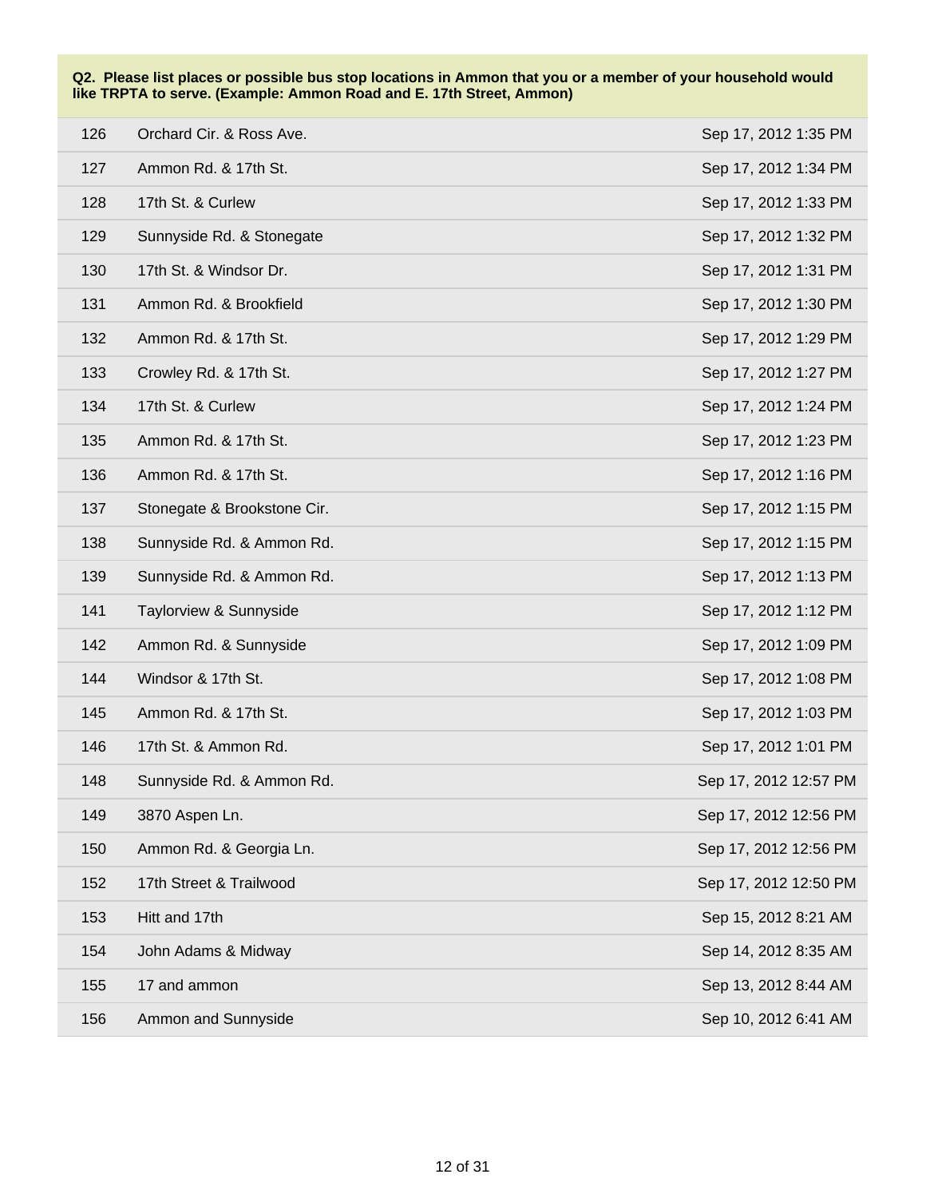**Q2. Please list places or possible bus stop locations in Ammon that you or a member of your household would like TRPTA to serve. (Example: Ammon Road and E. 17th Street, Ammon)**

| | | |
|---|---|---|
| 126 | Orchard Cir. & Ross Ave. | Sep 17, 2012 1:35 PM |
| 127 | Ammon Rd. & 17th St. | Sep 17, 2012 1:34 PM |
| 128 | 17th St. & Curlew | Sep 17, 2012 1:33 PM |
| 129 | Sunnyside Rd. & Stonegate | Sep 17, 2012 1:32 PM |
| 130 | 17th St. & Windsor Dr. | Sep 17, 2012 1:31 PM |
| 131 | Ammon Rd. & Brookfield | Sep 17, 2012 1:30 PM |
| 132 | Ammon Rd. & 17th St. | Sep 17, 2012 1:29 PM |
| 133 | Crowley Rd. & 17th St. | Sep 17, 2012 1:27 PM |
| 134 | 17th St. & Curlew | Sep 17, 2012 1:24 PM |
| 135 | Ammon Rd. & 17th St. | Sep 17, 2012 1:23 PM |
| 136 | Ammon Rd. & 17th St. | Sep 17, 2012 1:16 PM |
| 137 | Stonegate & Brookstone Cir. | Sep 17, 2012 1:15 PM |
| 138 | Sunnyside Rd. & Ammon Rd. | Sep 17, 2012 1:15 PM |
| 139 | Sunnyside Rd. & Ammon Rd. | Sep 17, 2012 1:13 PM |
| 141 | Taylorview & Sunnyside | Sep 17, 2012 1:12 PM |
| 142 | Ammon Rd. & Sunnyside | Sep 17, 2012 1:09 PM |
| 144 | Windsor & 17th St. | Sep 17, 2012 1:08 PM |
| 145 | Ammon Rd. & 17th St. | Sep 17, 2012 1:03 PM |
| 146 | 17th St. & Ammon Rd. | Sep 17, 2012 1:01 PM |
| 148 | Sunnyside Rd. & Ammon Rd. | Sep 17, 2012 12:57 PM |
| 149 | 3870 Aspen Ln. | Sep 17, 2012 12:56 PM |
| 150 | Ammon Rd. & Georgia Ln. | Sep 17, 2012 12:56 PM |
| 152 | 17th Street & Trailwood | Sep 17, 2012 12:50 PM |
| 153 | Hitt and 17th | Sep 15, 2012 8:21 AM |
| 154 | John Adams & Midway | Sep 14, 2012 8:35 AM |
| 155 | 17 and ammon | Sep 13, 2012 8:44 AM |
| 156 | Ammon and Sunnyside | Sep 10, 2012 6:41 AM |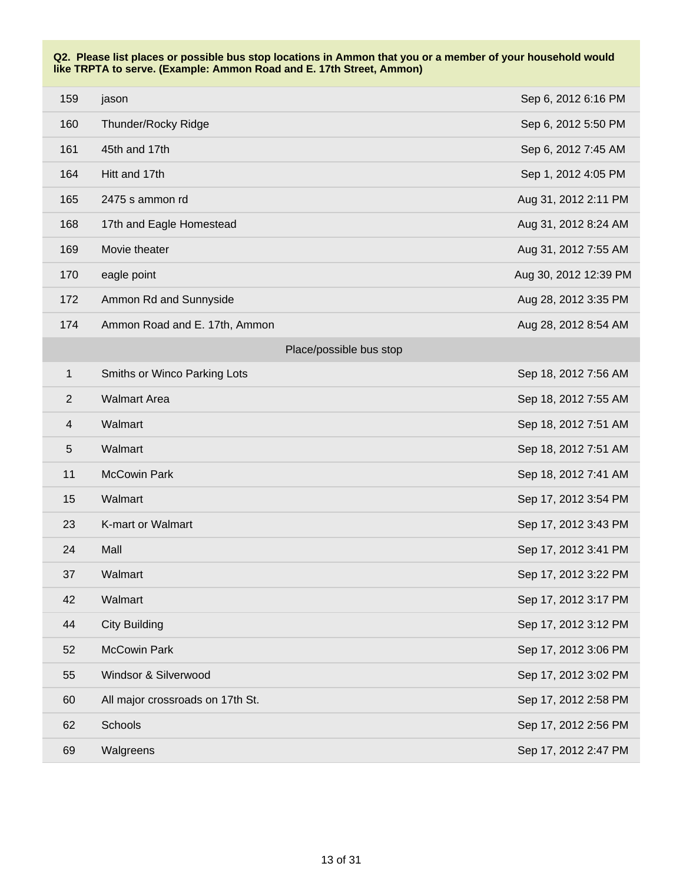**Q2. Please list places or possible bus stop locations in Ammon that you or a member of your household would like TRPTA to serve. (Example: Ammon Road and E. 17th Street, Ammon)**

| | | |
|---|---|---|
| 159 | jason | Sep 6, 2012 6:16 PM |
| 160 | Thunder/Rocky Ridge | Sep 6, 2012 5:50 PM |
| 161 | 45th and 17th | Sep 6, 2012 7:45 AM |
| 164 | Hitt and 17th | Sep 1, 2012 4:05 PM |
| 165 | 2475 s ammon rd | Aug 31, 2012 2:11 PM |
| 168 | 17th and Eagle Homestead | Aug 31, 2012 8:24 AM |
| 169 | Movie theater | Aug 31, 2012 7:55 AM |
| 170 | eagle point | Aug 30, 2012 12:39 PM |
| 172 | Ammon Rd and Sunnyside | Aug 28, 2012 3:35 PM |
| 174 | Ammon Road and E. 17th, Ammon | Aug 28, 2012 8:54 AM |

| | Place/possible bus stop | |
|---|---|---|
| 1 | Smiths or Winco Parking Lots | Sep 18, 2012 7:56 AM |
| 2 | Walmart Area | Sep 18, 2012 7:55 AM |
| 4 | Walmart | Sep 18, 2012 7:51 AM |
| 5 | Walmart | Sep 18, 2012 7:51 AM |
| 11 | McCowin Park | Sep 18, 2012 7:41 AM |
| 15 | Walmart | Sep 17, 2012 3:54 PM |
| 23 | K-mart or Walmart | Sep 17, 2012 3:43 PM |
| 24 | Mall | Sep 17, 2012 3:41 PM |
| 37 | Walmart | Sep 17, 2012 3:22 PM |
| 42 | Walmart | Sep 17, 2012 3:17 PM |
| 44 | City Building | Sep 17, 2012 3:12 PM |
| 52 | McCowin Park | Sep 17, 2012 3:06 PM |
| 55 | Windsor & Silverwood | Sep 17, 2012 3:02 PM |
| 60 | All major crossroads on 17th St. | Sep 17, 2012 2:58 PM |
| 62 | Schools | Sep 17, 2012 2:56 PM |
| 69 | Walgreens | Sep 17, 2012 2:47 PM |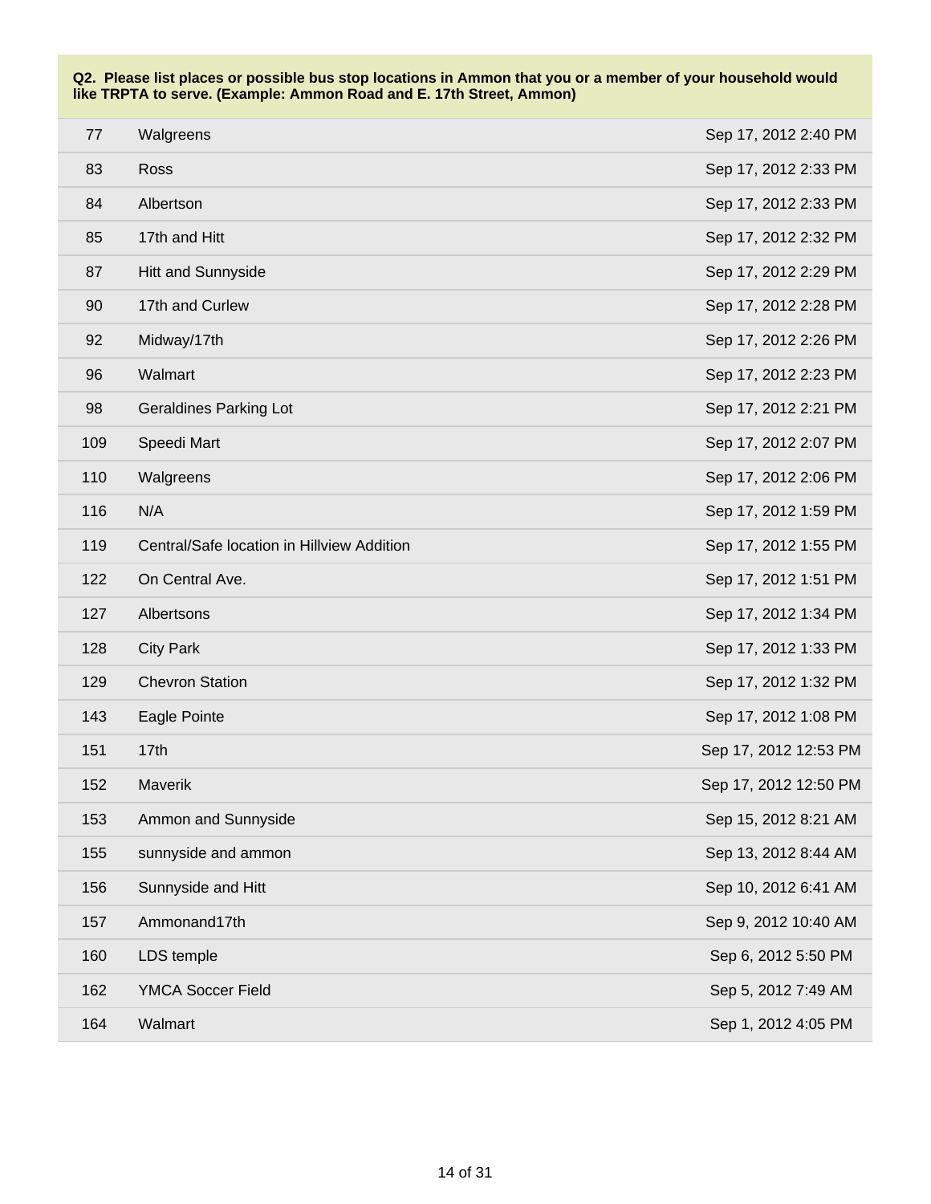**Q2. Please list places or possible bus stop locations in Ammon that you or a member of your household would like TRPTA to serve. (Example: Ammon Road and E. 17th Street, Ammon)**

| | | |
|---|---|---|
| 77 | Walgreens | Sep 17, 2012 2:40 PM |
| 83 | Ross | Sep 17, 2012 2:33 PM |
| 84 | Albertson | Sep 17, 2012 2:33 PM |
| 85 | 17th and Hitt | Sep 17, 2012 2:32 PM |
| 87 | Hitt and Sunnyside | Sep 17, 2012 2:29 PM |
| 90 | 17th and Curlew | Sep 17, 2012 2:28 PM |
| 92 | Midway/17th | Sep 17, 2012 2:26 PM |
| 96 | Walmart | Sep 17, 2012 2:23 PM |
| 98 | Geraldines Parking Lot | Sep 17, 2012 2:21 PM |
| 109 | Speedi Mart | Sep 17, 2012 2:07 PM |
| 110 | Walgreens | Sep 17, 2012 2:06 PM |
| 116 | N/A | Sep 17, 2012 1:59 PM |
| 119 | Central/Safe location in Hillview Addition | Sep 17, 2012 1:55 PM |
| 122 | On Central Ave. | Sep 17, 2012 1:51 PM |
| 127 | Albertsons | Sep 17, 2012 1:34 PM |
| 128 | City Park | Sep 17, 2012 1:33 PM |
| 129 | Chevron Station | Sep 17, 2012 1:32 PM |
| 143 | Eagle Pointe | Sep 17, 2012 1:08 PM |
| 151 | 17th | Sep 17, 2012 12:53 PM |
| 152 | Maverik | Sep 17, 2012 12:50 PM |
| 153 | Ammon and Sunnyside | Sep 15, 2012 8:21 AM |
| 155 | sunnyside and ammon | Sep 13, 2012 8:44 AM |
| 156 | Sunnyside and Hitt | Sep 10, 2012 6:41 AM |
| 157 | Ammonand17th | Sep 9, 2012 10:40 AM |
| 160 | LDS temple | Sep 6, 2012 5:50 PM |
| 162 | YMCA Soccer Field | Sep 5, 2012 7:49 AM |
| 164 | Walmart | Sep 1, 2012 4:05 PM |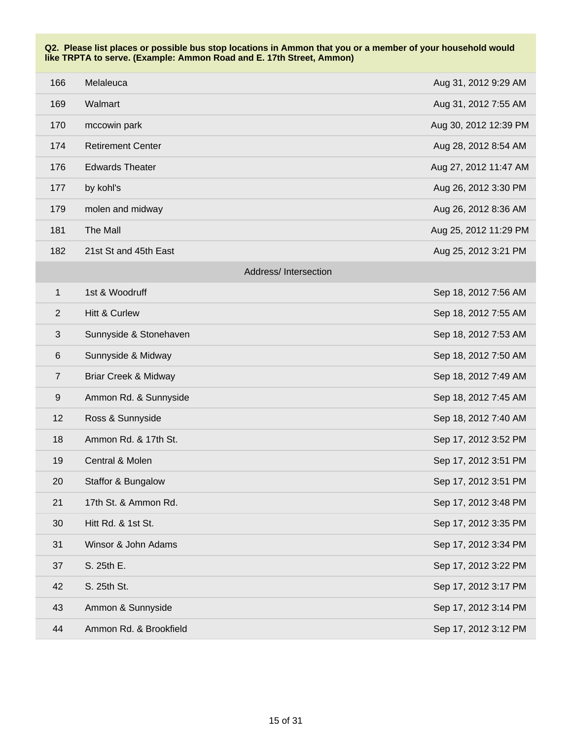**Q2. Please list places or possible bus stop locations in Ammon that you or a member of your household would like TRPTA to serve. (Example: Ammon Road and E. 17th Street, Ammon)**

| | | |
|---|---|---|
| 166 | Melaleuca | Aug 31, 2012 9:29 AM |
| 169 | Walmart | Aug 31, 2012 7:55 AM |
| 170 | mccowin park | Aug 30, 2012 12:39 PM |
| 174 | Retirement Center | Aug 28, 2012 8:54 AM |
| 176 | Edwards Theater | Aug 27, 2012 11:47 AM |
| 177 | by kohl's | Aug 26, 2012 3:30 PM |
| 179 | molen and midway | Aug 26, 2012 8:36 AM |
| 181 | The Mall | Aug 25, 2012 11:29 PM |
| 182 | 21st St and 45th East | Aug 25, 2012 3:21 PM |
| | **Address/ Intersection** | |
| 1 | 1st & Woodruff | Sep 18, 2012 7:56 AM |
| 2 | Hitt & Curlew | Sep 18, 2012 7:55 AM |
| 3 | Sunnyside & Stonehaven | Sep 18, 2012 7:53 AM |
| 6 | Sunnyside & Midway | Sep 18, 2012 7:50 AM |
| 7 | Briar Creek & Midway | Sep 18, 2012 7:49 AM |
| 9 | Ammon Rd. & Sunnyside | Sep 18, 2012 7:45 AM |
| 12 | Ross & Sunnyside | Sep 18, 2012 7:40 AM |
| 18 | Ammon Rd. & 17th St. | Sep 17, 2012 3:52 PM |
| 19 | Central & Molen | Sep 17, 2012 3:51 PM |
| 20 | Staffor & Bungalow | Sep 17, 2012 3:51 PM |
| 21 | 17th St. & Ammon Rd. | Sep 17, 2012 3:48 PM |
| 30 | Hitt Rd. & 1st St. | Sep 17, 2012 3:35 PM |
| 31 | Winsor & John Adams | Sep 17, 2012 3:34 PM |
| 37 | S. 25th E. | Sep 17, 2012 3:22 PM |
| 42 | S. 25th St. | Sep 17, 2012 3:17 PM |
| 43 | Ammon & Sunnyside | Sep 17, 2012 3:14 PM |
| 44 | Ammon Rd. & Brookfield | Sep 17, 2012 3:12 PM |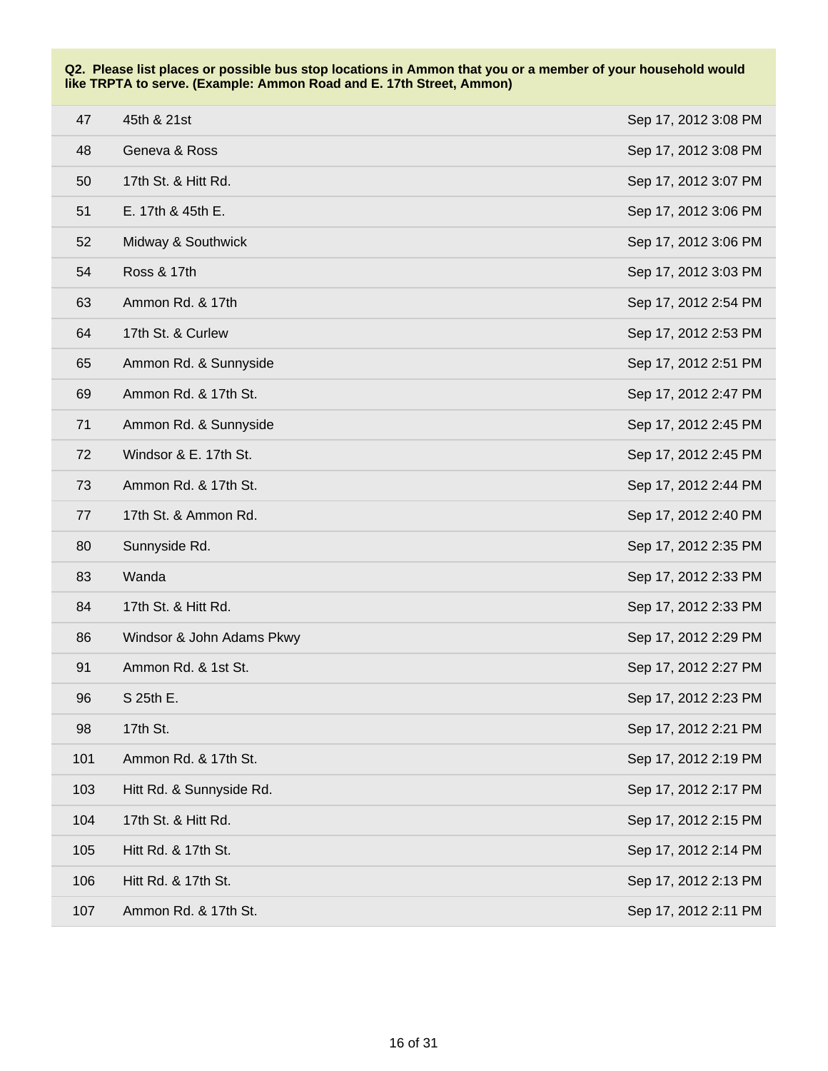**Q2. Please list places or possible bus stop locations in Ammon that you or a member of your household would like TRPTA to serve. (Example: Ammon Road and E. 17th Street, Ammon)**

| | | |
|---|---|---|
| 47 | 45th & 21st | Sep 17, 2012 3:08 PM |
| 48 | Geneva & Ross | Sep 17, 2012 3:08 PM |
| 50 | 17th St. & Hitt Rd. | Sep 17, 2012 3:07 PM |
| 51 | E. 17th & 45th E. | Sep 17, 2012 3:06 PM |
| 52 | Midway & Southwick | Sep 17, 2012 3:06 PM |
| 54 | Ross & 17th | Sep 17, 2012 3:03 PM |
| 63 | Ammon Rd. & 17th | Sep 17, 2012 2:54 PM |
| 64 | 17th St. & Curlew | Sep 17, 2012 2:53 PM |
| 65 | Ammon Rd. & Sunnyside | Sep 17, 2012 2:51 PM |
| 69 | Ammon Rd. & 17th St. | Sep 17, 2012 2:47 PM |
| 71 | Ammon Rd. & Sunnyside | Sep 17, 2012 2:45 PM |
| 72 | Windsor & E. 17th St. | Sep 17, 2012 2:45 PM |
| 73 | Ammon Rd. & 17th St. | Sep 17, 2012 2:44 PM |
| 77 | 17th St. & Ammon Rd. | Sep 17, 2012 2:40 PM |
| 80 | Sunnyside Rd. | Sep 17, 2012 2:35 PM |
| 83 | Wanda | Sep 17, 2012 2:33 PM |
| 84 | 17th St. & Hitt Rd. | Sep 17, 2012 2:33 PM |
| 86 | Windsor & John Adams Pkwy | Sep 17, 2012 2:29 PM |
| 91 | Ammon Rd. & 1st St. | Sep 17, 2012 2:27 PM |
| 96 | S 25th E. | Sep 17, 2012 2:23 PM |
| 98 | 17th St. | Sep 17, 2012 2:21 PM |
| 101 | Ammon Rd. & 17th St. | Sep 17, 2012 2:19 PM |
| 103 | Hitt Rd. & Sunnyside Rd. | Sep 17, 2012 2:17 PM |
| 104 | 17th St. & Hitt Rd. | Sep 17, 2012 2:15 PM |
| 105 | Hitt Rd. & 17th St. | Sep 17, 2012 2:14 PM |
| 106 | Hitt Rd. & 17th St. | Sep 17, 2012 2:13 PM |
| 107 | Ammon Rd. & 17th St. | Sep 17, 2012 2:11 PM |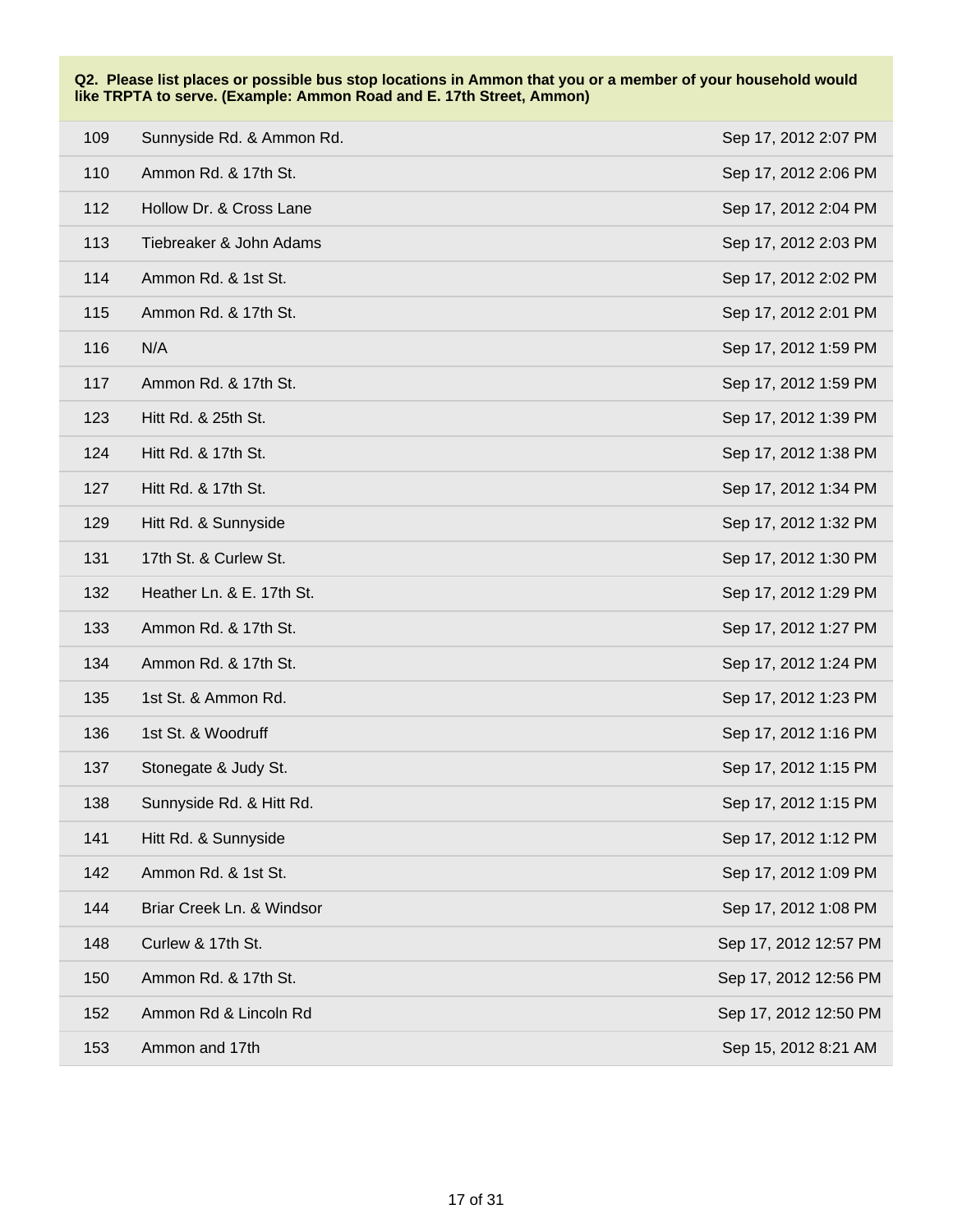**Q2. Please list places or possible bus stop locations in Ammon that you or a member of your household would like TRPTA to serve. (Example: Ammon Road and E. 17th Street, Ammon)**

| | | |
|---|---|---|
| 109 | Sunnyside Rd. & Ammon Rd. | Sep 17, 2012 2:07 PM |
| 110 | Ammon Rd. & 17th St. | Sep 17, 2012 2:06 PM |
| 112 | Hollow Dr. & Cross Lane | Sep 17, 2012 2:04 PM |
| 113 | Tiebreaker & John Adams | Sep 17, 2012 2:03 PM |
| 114 | Ammon Rd. & 1st St. | Sep 17, 2012 2:02 PM |
| 115 | Ammon Rd. & 17th St. | Sep 17, 2012 2:01 PM |
| 116 | N/A | Sep 17, 2012 1:59 PM |
| 117 | Ammon Rd. & 17th St. | Sep 17, 2012 1:59 PM |
| 123 | Hitt Rd. & 25th St. | Sep 17, 2012 1:39 PM |
| 124 | Hitt Rd. & 17th St. | Sep 17, 2012 1:38 PM |
| 127 | Hitt Rd. & 17th St. | Sep 17, 2012 1:34 PM |
| 129 | Hitt Rd. & Sunnyside | Sep 17, 2012 1:32 PM |
| 131 | 17th St. & Curlew St. | Sep 17, 2012 1:30 PM |
| 132 | Heather Ln. & E. 17th St. | Sep 17, 2012 1:29 PM |
| 133 | Ammon Rd. & 17th St. | Sep 17, 2012 1:27 PM |
| 134 | Ammon Rd. & 17th St. | Sep 17, 2012 1:24 PM |
| 135 | 1st St. & Ammon Rd. | Sep 17, 2012 1:23 PM |
| 136 | 1st St. & Woodruff | Sep 17, 2012 1:16 PM |
| 137 | Stonegate & Judy St. | Sep 17, 2012 1:15 PM |
| 138 | Sunnyside Rd. & Hitt Rd. | Sep 17, 2012 1:15 PM |
| 141 | Hitt Rd. & Sunnyside | Sep 17, 2012 1:12 PM |
| 142 | Ammon Rd. & 1st St. | Sep 17, 2012 1:09 PM |
| 144 | Briar Creek Ln. & Windsor | Sep 17, 2012 1:08 PM |
| 148 | Curlew & 17th St. | Sep 17, 2012 12:57 PM |
| 150 | Ammon Rd. & 17th St. | Sep 17, 2012 12:56 PM |
| 152 | Ammon Rd & Lincoln Rd | Sep 17, 2012 12:50 PM |
| 153 | Ammon and 17th | Sep 15, 2012 8:21 AM |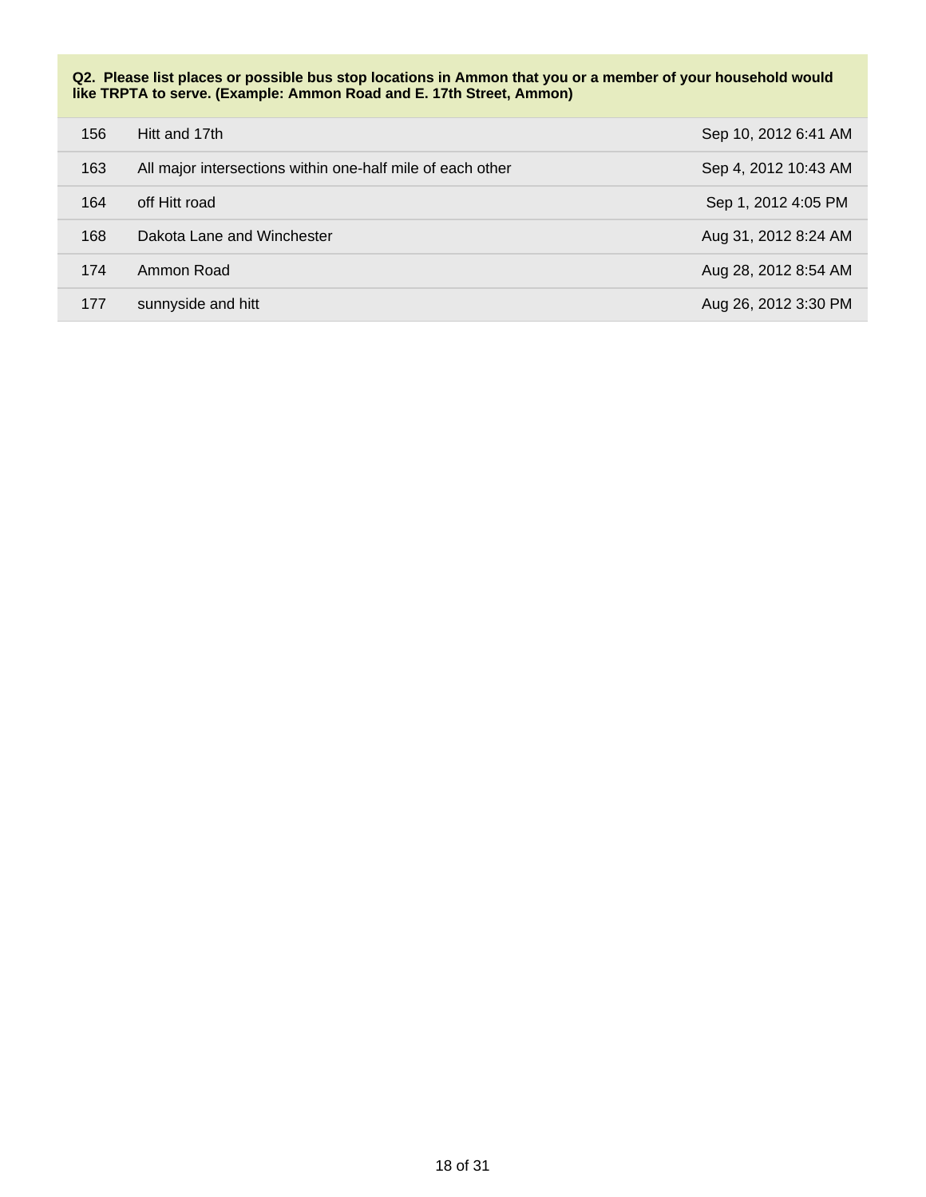**Q2. Please list places or possible bus stop locations in Ammon that you or a member of your household would like TRPTA to serve. (Example: Ammon Road and E. 17th Street, Ammon)**

| | | |
|---|---|---|
| 156 | Hitt and 17th | Sep 10, 2012 6:41 AM |
| 163 | All major intersections within one-half mile of each other | Sep 4, 2012 10:43 AM |
| 164 | off Hitt road | Sep 1, 2012 4:05 PM |
| 168 | Dakota Lane and Winchester | Aug 31, 2012 8:24 AM |
| 174 | Ammon Road | Aug 28, 2012 8:54 AM |
| 177 | sunnyside and hitt | Aug 26, 2012 3:30 PM |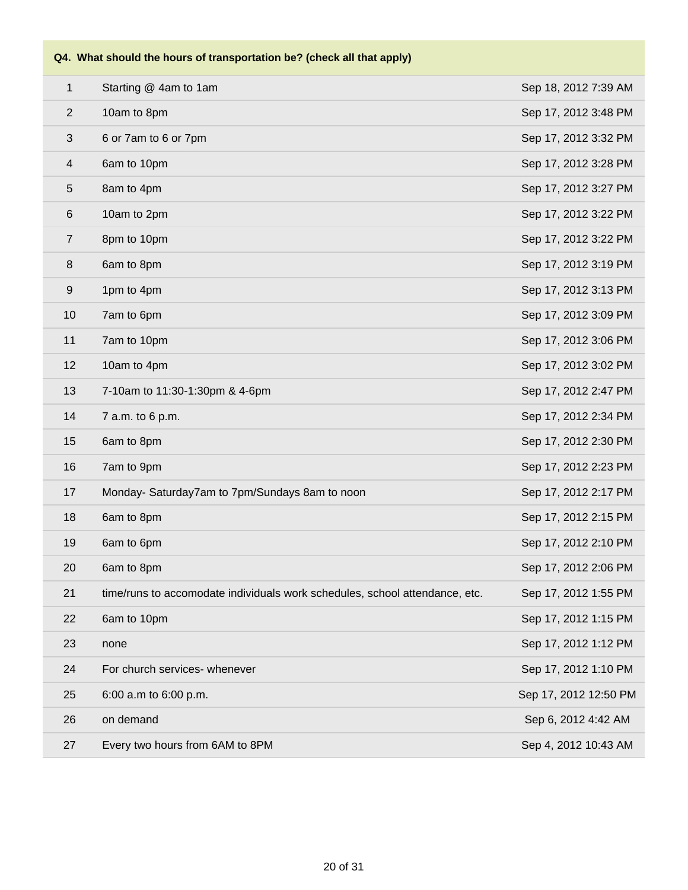| Q4. What should the hours of transportation be? (check all that apply) | | |
|---|---|---|
| 1 | Starting @ 4am to 1am | Sep 18, 2012 7:39 AM |
| 2 | 10am to 8pm | Sep 17, 2012 3:48 PM |
| 3 | 6 or 7am to 6 or 7pm | Sep 17, 2012 3:32 PM |
| 4 | 6am to 10pm | Sep 17, 2012 3:28 PM |
| 5 | 8am to 4pm | Sep 17, 2012 3:27 PM |
| 6 | 10am to 2pm | Sep 17, 2012 3:22 PM |
| 7 | 8pm to 10pm | Sep 17, 2012 3:22 PM |
| 8 | 6am to 8pm | Sep 17, 2012 3:19 PM |
| 9 | 1pm to 4pm | Sep 17, 2012 3:13 PM |
| 10 | 7am to 6pm | Sep 17, 2012 3:09 PM |
| 11 | 7am to 10pm | Sep 17, 2012 3:06 PM |
| 12 | 10am to 4pm | Sep 17, 2012 3:02 PM |
| 13 | 7-10am to 11:30-1:30pm & 4-6pm | Sep 17, 2012 2:47 PM |
| 14 | 7 a.m. to 6 p.m. | Sep 17, 2012 2:34 PM |
| 15 | 6am to 8pm | Sep 17, 2012 2:30 PM |
| 16 | 7am to 9pm | Sep 17, 2012 2:23 PM |
| 17 | Monday- Saturday7am to 7pm/Sundays 8am to noon | Sep 17, 2012 2:17 PM |
| 18 | 6am to 8pm | Sep 17, 2012 2:15 PM |
| 19 | 6am to 6pm | Sep 17, 2012 2:10 PM |
| 20 | 6am to 8pm | Sep 17, 2012 2:06 PM |
| 21 | time/runs to accomodate individuals work schedules, school attendance, etc. | Sep 17, 2012 1:55 PM |
| 22 | 6am to 10pm | Sep 17, 2012 1:15 PM |
| 23 | none | Sep 17, 2012 1:12 PM |
| 24 | For church services- whenever | Sep 17, 2012 1:10 PM |
| 25 | 6:00 a.m to 6:00 p.m. | Sep 17, 2012 12:50 PM |
| 26 | on demand | Sep 6, 2012 4:42 AM |
| 27 | Every two hours from 6AM to 8PM | Sep 4, 2012 10:43 AM |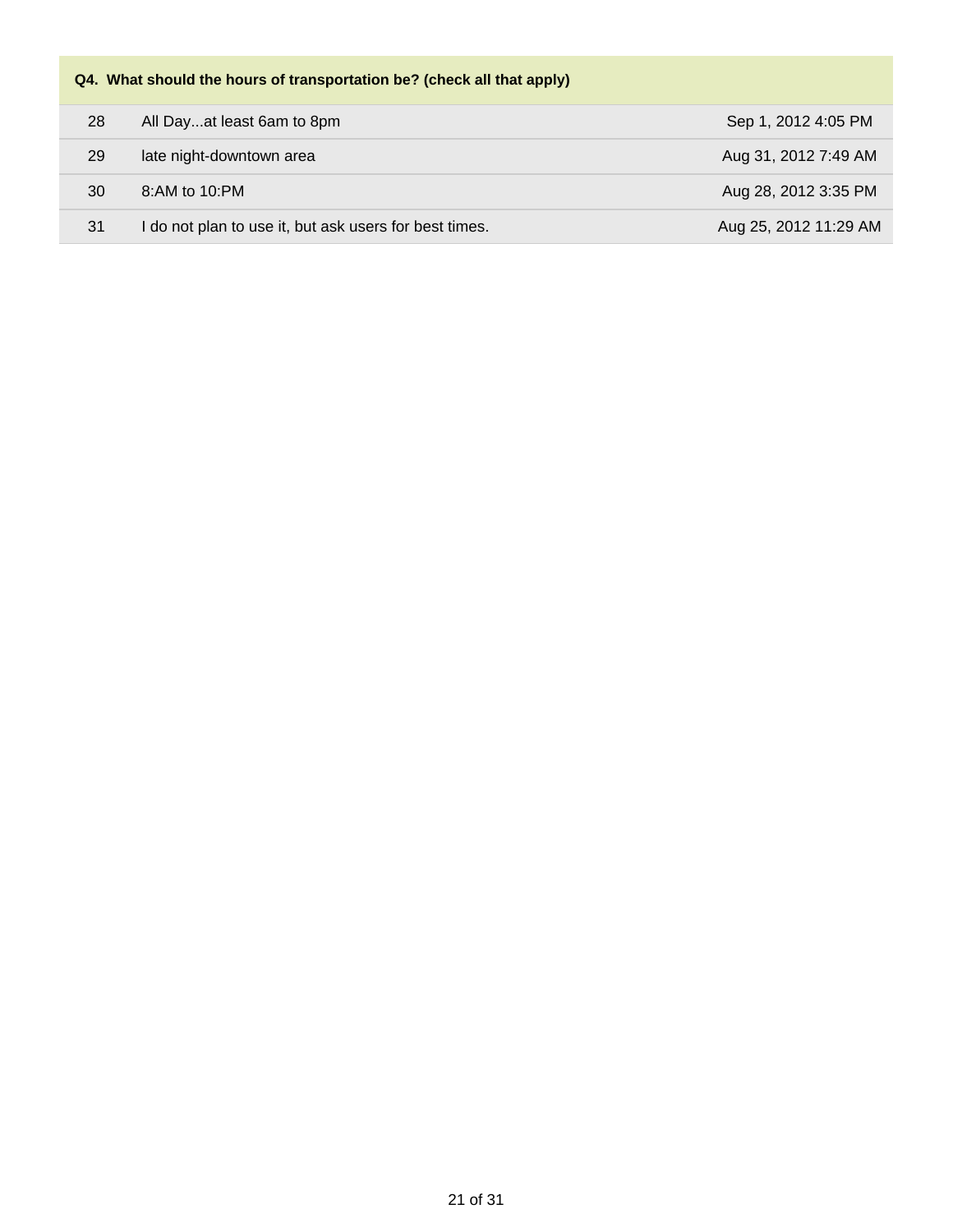**Q4. What should the hours of transportation be? (check all that apply)**

| | | |
|---|---|---|
| 28 | All Day...at least 6am to 8pm | Sep 1, 2012 4:05 PM |
| 29 | late night-downtown area | Aug 31, 2012 7:49 AM |
| 30 | 8:AM to 10:PM | Aug 28, 2012 3:35 PM |
| 31 | I do not plan to use it, but ask users for best times. | Aug 25, 2012 11:29 AM |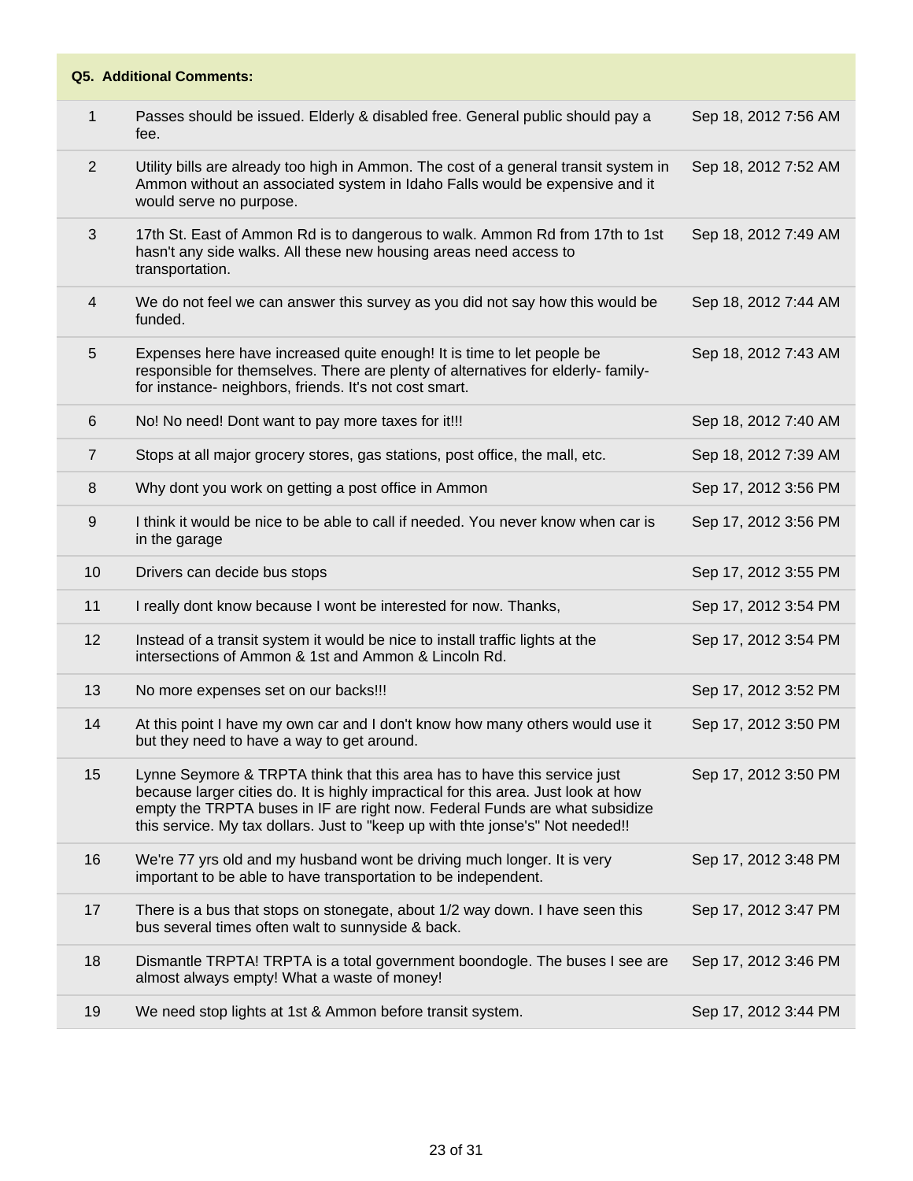| Q5. Additional Comments: | | |
|---|---|---|
| 1 | Passes should be issued. Elderly & disabled free. General public should pay a fee. | Sep 18, 2012 7:56 AM |
| 2 | Utility bills are already too high in Ammon. The cost of a general transit system in Ammon without an associated system in Idaho Falls would be expensive and it would serve no purpose. | Sep 18, 2012 7:52 AM |
| 3 | 17th St. East of Ammon Rd is to dangerous to walk. Ammon Rd from 17th to 1st hasn't any side walks. All these new housing areas need access to transportation. | Sep 18, 2012 7:49 AM |
| 4 | We do not feel we can answer this survey as you did not say how this would be funded. | Sep 18, 2012 7:44 AM |
| 5 | Expenses here have increased quite enough! It is time to let people be responsible for themselves. There are plenty of alternatives for elderly- family- for instance- neighbors, friends. It's not cost smart. | Sep 18, 2012 7:43 AM |
| 6 | No! No need! Dont want to pay more taxes for it!!! | Sep 18, 2012 7:40 AM |
| 7 | Stops at all major grocery stores, gas stations, post office, the mall, etc. | Sep 18, 2012 7:39 AM |
| 8 | Why dont you work on getting a post office in Ammon | Sep 17, 2012 3:56 PM |
| 9 | I think it would be nice to be able to call if needed. You never know when car is in the garage | Sep 17, 2012 3:56 PM |
| 10 | Drivers can decide bus stops | Sep 17, 2012 3:55 PM |
| 11 | I really dont know because I wont be interested for now. Thanks, | Sep 17, 2012 3:54 PM |
| 12 | Instead of a transit system it would be nice to install traffic lights at the intersections of Ammon & 1st and Ammon & Lincoln Rd. | Sep 17, 2012 3:54 PM |
| 13 | No more expenses set on our backs!!! | Sep 17, 2012 3:52 PM |
| 14 | At this point I have my own car and I don't know how many others would use it but they need to have a way to get around. | Sep 17, 2012 3:50 PM |
| 15 | Lynne Seymore & TRPTA think that this area has to have this service just because larger cities do. It is highly impractical for this area. Just look at how empty the TRPTA buses in IF are right now. Federal Funds are what subsidize this service. My tax dollars. Just to "keep up with thte jonse's" Not needed!! | Sep 17, 2012 3:50 PM |
| 16 | We're 77 yrs old and my husband wont be driving much longer. It is very important to be able to have transportation to be independent. | Sep 17, 2012 3:48 PM |
| 17 | There is a bus that stops on stonegate, about 1/2 way down. I have seen this bus several times often walt to sunnyside & back. | Sep 17, 2012 3:47 PM |
| 18 | Dismantle TRPTA! TRPTA is a total government boondogle. The buses I see are almost always empty! What a waste of money! | Sep 17, 2012 3:46 PM |
| 19 | We need stop lights at 1st & Ammon before transit system. | Sep 17, 2012 3:44 PM |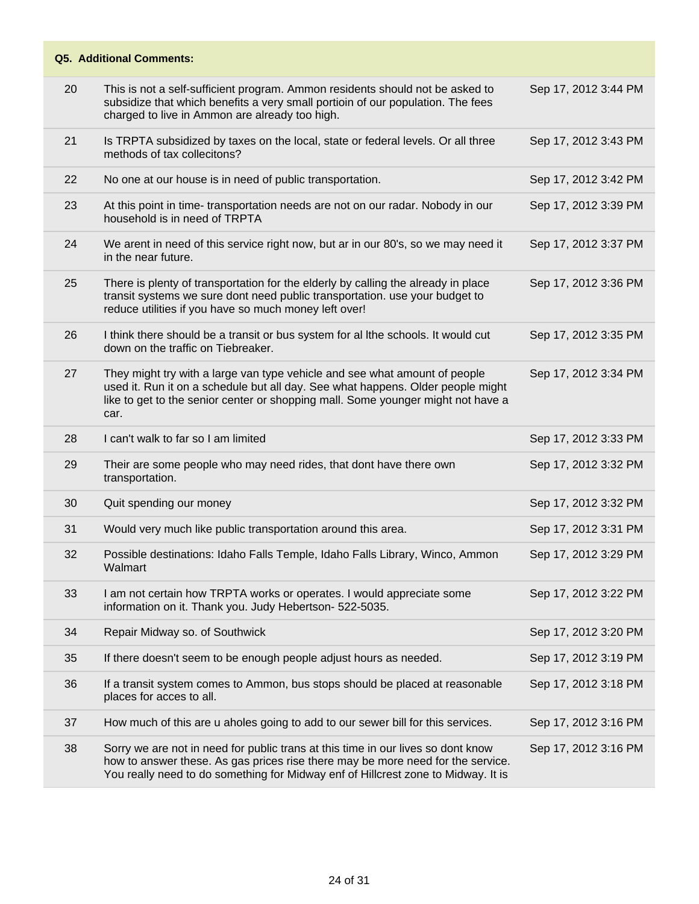| Q5. Additional Comments: | | |
|---|---|---|
| 20 | This is not a self-sufficient program. Ammon residents should not be asked to subsidize that which benefits a very small portioin of our population. The fees charged to live in Ammon are already too high. | Sep 17, 2012 3:44 PM |
| 21 | Is TRPTA subsidized by taxes on the local, state or federal levels. Or all three methods of tax collecitons? | Sep 17, 2012 3:43 PM |
| 22 | No one at our house is in need of public transportation. | Sep 17, 2012 3:42 PM |
| 23 | At this point in time- transportation needs are not on our radar. Nobody in our household is in need of TRPTA | Sep 17, 2012 3:39 PM |
| 24 | We arent in need of this service right now, but ar in our 80's, so we may need it in the near future. | Sep 17, 2012 3:37 PM |
| 25 | There is plenty of transportation for the elderly by calling the already in place transit systems we sure dont need public transportation. use your budget to reduce utilities if you have so much money left over! | Sep 17, 2012 3:36 PM |
| 26 | I think there should be a transit or bus system for al lthe schools. It would cut down on the traffic on Tiebreaker. | Sep 17, 2012 3:35 PM |
| 27 | They might try with a large van type vehicle and see what amount of people used it. Run it on a schedule but all day. See what happens. Older people might like to get to the senior center or shopping mall. Some younger might not have a car. | Sep 17, 2012 3:34 PM |
| 28 | I can't walk to far so I am limited | Sep 17, 2012 3:33 PM |
| 29 | Their are some people who may need rides, that dont have there own transportation. | Sep 17, 2012 3:32 PM |
| 30 | Quit spending our money | Sep 17, 2012 3:32 PM |
| 31 | Would very much like public transportation around this area. | Sep 17, 2012 3:31 PM |
| 32 | Possible destinations: Idaho Falls Temple, Idaho Falls Library, Winco, Ammon Walmart | Sep 17, 2012 3:29 PM |
| 33 | I am not certain how TRPTA works or operates. I would appreciate some information on it. Thank you. Judy Hebertson- 522-5035. | Sep 17, 2012 3:22 PM |
| 34 | Repair Midway so. of Southwick | Sep 17, 2012 3:20 PM |
| 35 | If there doesn't seem to be enough people adjust hours as needed. | Sep 17, 2012 3:19 PM |
| 36 | If a transit system comes to Ammon, bus stops should be placed at reasonable places for acces to all. | Sep 17, 2012 3:18 PM |
| 37 | How much of this are u aholes going to add to our sewer bill for this services. | Sep 17, 2012 3:16 PM |
| 38 | Sorry we are not in need for public trans at this time in our lives so dont know how to answer these. As gas prices rise there may be more need for the service. You really need to do something for Midway enf of Hillcrest zone to Midway. It is | Sep 17, 2012 3:16 PM |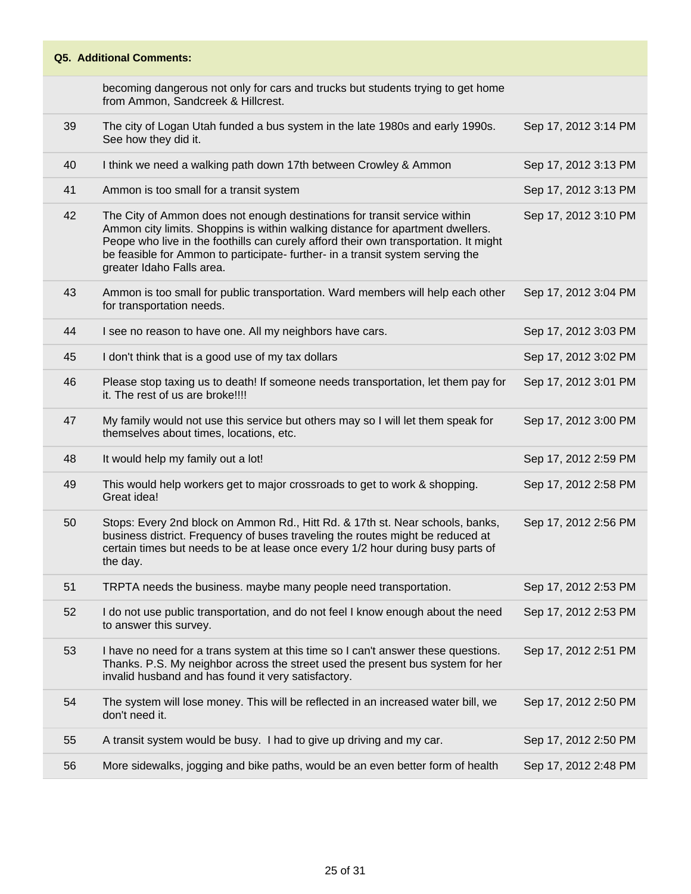| Q5. Additional Comments: | | |
|---|---|---|
| | becoming dangerous not only for cars and trucks but students trying to get home from Ammon, Sandcreek & Hillcrest. | |
| 39 | The city of Logan Utah funded a bus system in the late 1980s and early 1990s. See how they did it. | Sep 17, 2012 3:14 PM |
| 40 | I think we need a walking path down 17th between Crowley & Ammon | Sep 17, 2012 3:13 PM |
| 41 | Ammon is too small for a transit system | Sep 17, 2012 3:13 PM |
| 42 | The City of Ammon does not enough destinations for transit service within Ammon city limits. Shoppins is within walking distance for apartment dwellers. Peope who live in the foothills can curely afford their own transportation. It might be feasible for Ammon to participate- further- in a transit system serving the greater Idaho Falls area. | Sep 17, 2012 3:10 PM |
| 43 | Ammon is too small for public transportation. Ward members will help each other for transportation needs. | Sep 17, 2012 3:04 PM |
| 44 | I see no reason to have one. All my neighbors have cars. | Sep 17, 2012 3:03 PM |
| 45 | I don't think that is a good use of my tax dollars | Sep 17, 2012 3:02 PM |
| 46 | Please stop taxing us to death! If someone needs transportation, let them pay for it. The rest of us are broke!!!! | Sep 17, 2012 3:01 PM |
| 47 | My family would not use this service but others may so I will let them speak for themselves about times, locations, etc. | Sep 17, 2012 3:00 PM |
| 48 | It would help my family out a lot! | Sep 17, 2012 2:59 PM |
| 49 | This would help workers get to major crossroads to get to work & shopping. Great idea! | Sep 17, 2012 2:58 PM |
| 50 | Stops: Every 2nd block on Ammon Rd., Hitt Rd. & 17th st. Near schools, banks, business district. Frequency of buses traveling the routes might be reduced at certain times but needs to be at lease once every 1/2 hour during busy parts of the day. | Sep 17, 2012 2:56 PM |
| 51 | TRPTA needs the business. maybe many people need transportation. | Sep 17, 2012 2:53 PM |
| 52 | I do not use public transportation, and do not feel I know enough about the need to answer this survey. | Sep 17, 2012 2:53 PM |
| 53 | I have no need for a trans system at this time so I can't answer these questions. Thanks. P.S. My neighbor across the street used the present bus system for her invalid husband and has found it very satisfactory. | Sep 17, 2012 2:51 PM |
| 54 | The system will lose money. This will be reflected in an increased water bill, we don't need it. | Sep 17, 2012 2:50 PM |
| 55 | A transit system would be busy. I had to give up driving and my car. | Sep 17, 2012 2:50 PM |
| 56 | More sidewalks, jogging and bike paths, would be an even better form of health | Sep 17, 2012 2:48 PM |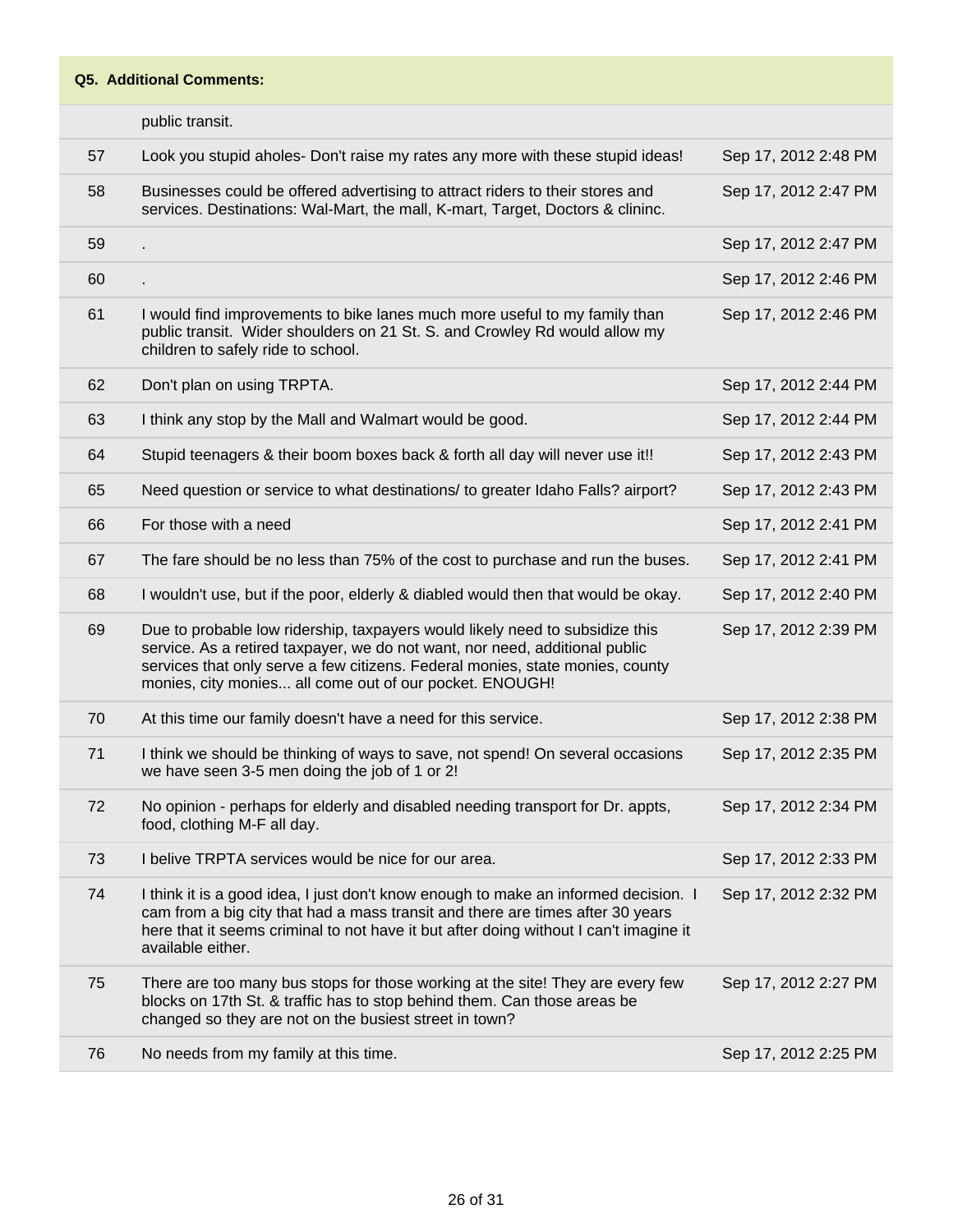| Q5. Additional Comments: | | |
|---|---|---|
| | public transit. | |
| 57 | Look you stupid aholes- Don't raise my rates any more with these stupid ideas! | Sep 17, 2012 2:48 PM |
| 58 | Businesses could be offered advertising to attract riders to their stores and services. Destinations: Wal-Mart, the mall, K-mart, Target, Doctors & clininc. | Sep 17, 2012 2:47 PM |
| 59 | . | Sep 17, 2012 2:47 PM |
| 60 | . | Sep 17, 2012 2:46 PM |
| 61 | I would find improvements to bike lanes much more useful to my family than public transit. Wider shoulders on 21 St. S. and Crowley Rd would allow my children to safely ride to school. | Sep 17, 2012 2:46 PM |
| 62 | Don't plan on using TRPTA. | Sep 17, 2012 2:44 PM |
| 63 | I think any stop by the Mall and Walmart would be good. | Sep 17, 2012 2:44 PM |
| 64 | Stupid teenagers & their boom boxes back & forth all day will never use it!! | Sep 17, 2012 2:43 PM |
| 65 | Need question or service to what destinations/ to greater Idaho Falls? airport? | Sep 17, 2012 2:43 PM |
| 66 | For those with a need | Sep 17, 2012 2:41 PM |
| 67 | The fare should be no less than 75% of the cost to purchase and run the buses. | Sep 17, 2012 2:41 PM |
| 68 | I wouldn't use, but if the poor, elderly & diabled would then that would be okay. | Sep 17, 2012 2:40 PM |
| 69 | Due to probable low ridership, taxpayers would likely need to subsidize this service. As a retired taxpayer, we do not want, nor need, additional public services that only serve a few citizens. Federal monies, state monies, county monies, city monies... all come out of our pocket. ENOUGH! | Sep 17, 2012 2:39 PM |
| 70 | At this time our family doesn't have a need for this service. | Sep 17, 2012 2:38 PM |
| 71 | I think we should be thinking of ways to save, not spend! On several occasions we have seen 3-5 men doing the job of 1 or 2! | Sep 17, 2012 2:35 PM |
| 72 | No opinion - perhaps for elderly and disabled needing transport for Dr. appts, food, clothing M-F all day. | Sep 17, 2012 2:34 PM |
| 73 | I belive TRPTA services would be nice for our area. | Sep 17, 2012 2:33 PM |
| 74 | I think it is a good idea, I just don't know enough to make an informed decision. I cam from a big city that had a mass transit and there are times after 30 years here that it seems criminal to not have it but after doing without I can't imagine it available either. | Sep 17, 2012 2:32 PM |
| 75 | There are too many bus stops for those working at the site! They are every few blocks on 17th St. & traffic has to stop behind them. Can those areas be changed so they are not on the busiest street in town? | Sep 17, 2012 2:27 PM |
| 76 | No needs from my family at this time. | Sep 17, 2012 2:25 PM |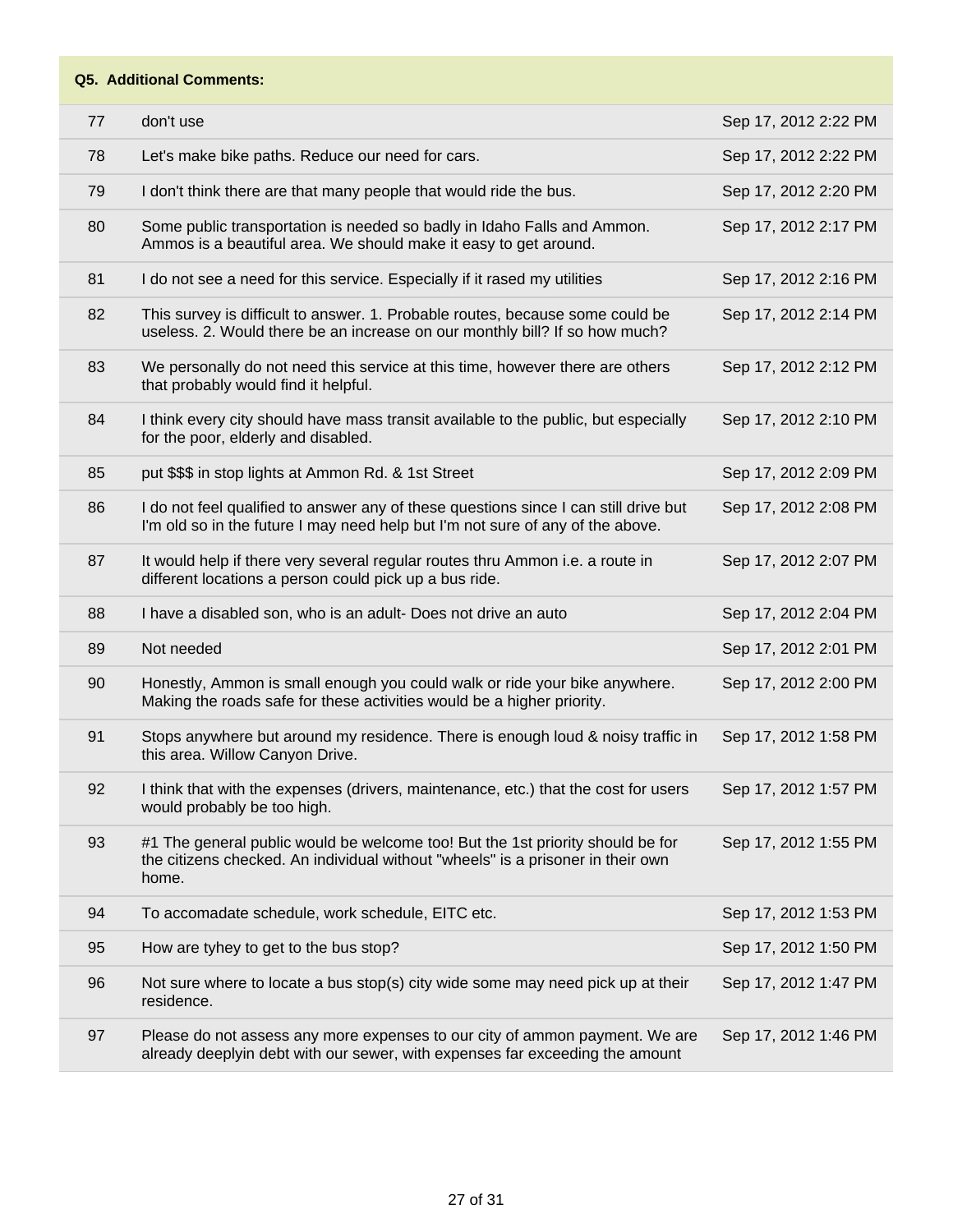| Q5. Additional Comments: | | |
|---|---|---|
| 77 | don't use | Sep 17, 2012 2:22 PM |
| 78 | Let's make bike paths. Reduce our need for cars. | Sep 17, 2012 2:22 PM |
| 79 | I don't think there are that many people that would ride the bus. | Sep 17, 2012 2:20 PM |
| 80 | Some public transportation is needed so badly in Idaho Falls and Ammon. Ammos is a beautiful area. We should make it easy to get around. | Sep 17, 2012 2:17 PM |
| 81 | I do not see a need for this service. Especially if it rased my utilities | Sep 17, 2012 2:16 PM |
| 82 | This survey is difficult to answer. 1. Probable routes, because some could be useless. 2. Would there be an increase on our monthly bill? If so how much? | Sep 17, 2012 2:14 PM |
| 83 | We personally do not need this service at this time, however there are others that probably would find it helpful. | Sep 17, 2012 2:12 PM |
| 84 | I think every city should have mass transit available to the public, but especially for the poor, elderly and disabled. | Sep 17, 2012 2:10 PM |
| 85 | put $$$ in stop lights at Ammon Rd. & 1st Street | Sep 17, 2012 2:09 PM |
| 86 | I do not feel qualified to answer any of these questions since I can still drive but I'm old so in the future I may need help but I'm not sure of any of the above. | Sep 17, 2012 2:08 PM |
| 87 | It would help if there very several regular routes thru Ammon i.e. a route in different locations a person could pick up a bus ride. | Sep 17, 2012 2:07 PM |
| 88 | I have a disabled son, who is an adult- Does not drive an auto | Sep 17, 2012 2:04 PM |
| 89 | Not needed | Sep 17, 2012 2:01 PM |
| 90 | Honestly, Ammon is small enough you could walk or ride your bike anywhere. Making the roads safe for these activities would be a higher priority. | Sep 17, 2012 2:00 PM |
| 91 | Stops anywhere but around my residence. There is enough loud & noisy traffic in this area. Willow Canyon Drive. | Sep 17, 2012 1:58 PM |
| 92 | I think that with the expenses (drivers, maintenance, etc.) that the cost for users would probably be too high. | Sep 17, 2012 1:57 PM |
| 93 | #1 The general public would be welcome too! But the 1st priority should be for the citizens checked. An individual without "wheels" is a prisoner in their own home. | Sep 17, 2012 1:55 PM |
| 94 | To accomadate schedule, work schedule, EITC etc. | Sep 17, 2012 1:53 PM |
| 95 | How are tyhey to get to the bus stop? | Sep 17, 2012 1:50 PM |
| 96 | Not sure where to locate a bus stop(s) city wide some may need pick up at their residence. | Sep 17, 2012 1:47 PM |
| 97 | Please do not assess any more expenses to our city of ammon payment. We are already deeplyin debt with our sewer, with expenses far exceeding the amount | Sep 17, 2012 1:46 PM |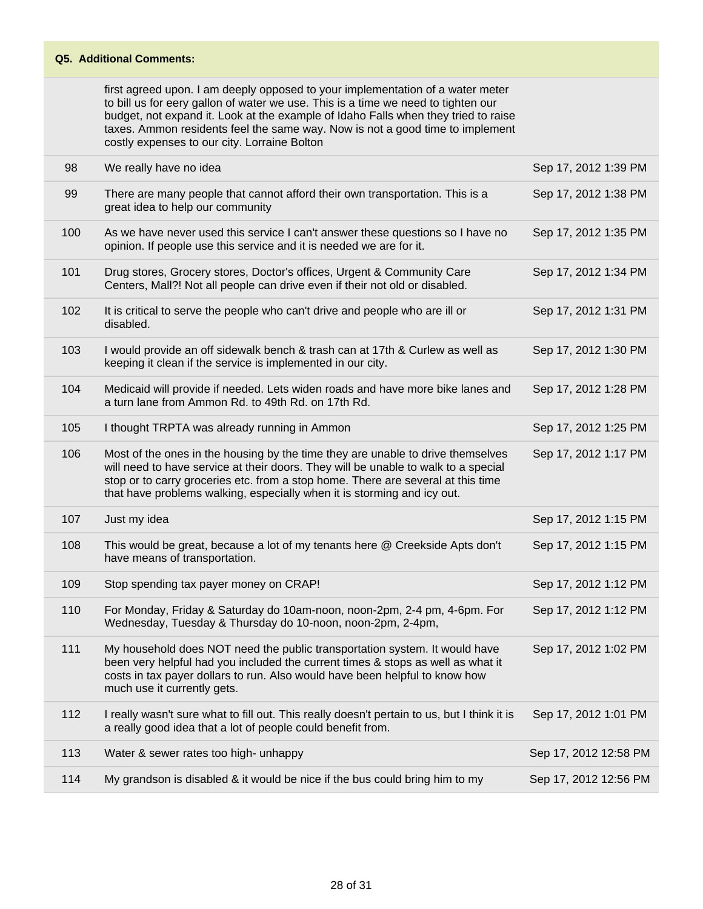## Q5. Additional Comments:

| | | |
|---|---|---|
| | first agreed upon. I am deeply opposed to your implementation of a water meter to bill us for eery gallon of water we use. This is a time we need to tighten our budget, not expand it. Look at the example of Idaho Falls when they tried to raise taxes. Ammon residents feel the same way. Now is not a good time to implement costly expenses to our city. Lorraine Bolton | |
| 98 | We really have no idea | Sep 17, 2012 1:39 PM |
| 99 | There are many people that cannot afford their own transportation. This is a great idea to help our community | Sep 17, 2012 1:38 PM |
| 100 | As we have never used this service I can't answer these questions so I have no opinion. If people use this service and it is needed we are for it. | Sep 17, 2012 1:35 PM |
| 101 | Drug stores, Grocery stores, Doctor's offices, Urgent & Community Care Centers, Mall?! Not all people can drive even if their not old or disabled. | Sep 17, 2012 1:34 PM |
| 102 | It is critical to serve the people who can't drive and people who are ill or disabled. | Sep 17, 2012 1:31 PM |
| 103 | I would provide an off sidewalk bench & trash can at 17th & Curlew as well as keeping it clean if the service is implemented in our city. | Sep 17, 2012 1:30 PM |
| 104 | Medicaid will provide if needed. Lets widen roads and have more bike lanes and a turn lane from Ammon Rd. to 49th Rd. on 17th Rd. | Sep 17, 2012 1:28 PM |
| 105 | I thought TRPTA was already running in Ammon | Sep 17, 2012 1:25 PM |
| 106 | Most of the ones in the housing by the time they are unable to drive themselves will need to have service at their doors. They will be unable to walk to a special stop or to carry groceries etc. from a stop home. There are several at this time that have problems walking, especially when it is storming and icy out. | Sep 17, 2012 1:17 PM |
| 107 | Just my idea | Sep 17, 2012 1:15 PM |
| 108 | This would be great, because a lot of my tenants here @ Creekside Apts don't have means of transportation. | Sep 17, 2012 1:15 PM |
| 109 | Stop spending tax payer money on CRAP! | Sep 17, 2012 1:12 PM |
| 110 | For Monday, Friday & Saturday do 10am-noon, noon-2pm, 2-4 pm, 4-6pm. For Wednesday, Tuesday & Thursday do 10-noon, noon-2pm, 2-4pm, | Sep 17, 2012 1:12 PM |
| 111 | My household does NOT need the public transportation system. It would have been very helpful had you included the current times & stops as well as what it costs in tax payer dollars to run. Also would have been helpful to know how much use it currently gets. | Sep 17, 2012 1:02 PM |
| 112 | I really wasn't sure what to fill out. This really doesn't pertain to us, but I think it is a really good idea that a lot of people could benefit from. | Sep 17, 2012 1:01 PM |
| 113 | Water & sewer rates too high- unhappy | Sep 17, 2012 12:58 PM |
| 114 | My grandson is disabled & it would be nice if the bus could bring him to my | Sep 17, 2012 12:56 PM |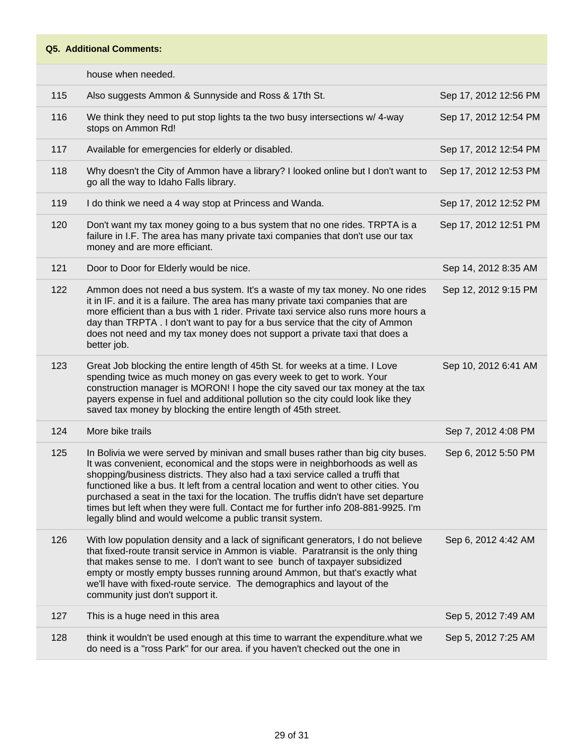| Q5. Additional Comments: | | |
|---|---|---|
| | house when needed. | |
| 115 | Also suggests Ammon & Sunnyside and Ross & 17th St. | Sep 17, 2012 12:56 PM |
| 116 | We think they need to put stop lights ta the two busy intersections w/ 4-way stops on Ammon Rd! | Sep 17, 2012 12:54 PM |
| 117 | Available for emergencies for elderly or disabled. | Sep 17, 2012 12:54 PM |
| 118 | Why doesn't the City of Ammon have a library? I looked online but I don't want to go all the way to Idaho Falls library. | Sep 17, 2012 12:53 PM |
| 119 | I do think we need a 4 way stop at Princess and Wanda. | Sep 17, 2012 12:52 PM |
| 120 | Don't want my tax money going to a bus system that no one rides. TRPTA is a failure in I.F. The area has many private taxi companies that don't use our tax money and are more efficiant. | Sep 17, 2012 12:51 PM |
| 121 | Door to Door for Elderly would be nice. | Sep 14, 2012 8:35 AM |
| 122 | Ammon does not need a bus system. It's a waste of my tax money. No one rides it in IF. and it is a failure. The area has many private taxi companies that are more efficient than a bus with 1 rider. Private taxi service also runs more hours a day than TRPTA . I don't want to pay for a bus service that the city of Ammon does not need and my tax money does not support a private taxi that does a better job. | Sep 12, 2012 9:15 PM |
| 123 | Great Job blocking the entire length of 45th St. for weeks at a time. I Love spending twice as much money on gas every week to get to work. Your construction manager is MORON! I hope the city saved our tax money at the tax payers expense in fuel and additional pollution so the city could look like they saved tax money by blocking the entire length of 45th street. | Sep 10, 2012 6:41 AM |
| 124 | More bike trails | Sep 7, 2012 4:08 PM |
| 125 | In Bolivia we were served by minivan and small buses rather than big city buses. It was convenient, economical and the stops were in neighborhoods as well as shopping/business districts. They also had a taxi service called a truffi that functioned like a bus. It left from a central location and went to other cities. You purchased a seat in the taxi for the location. The truffis didn't have set departure times but left when they were full. Contact me for further info 208-881-9925. I'm legally blind and would welcome a public transit system. | Sep 6, 2012 5:50 PM |
| 126 | With low population density and a lack of significant generators, I do not believe that fixed-route transit service in Ammon is viable. Paratransit is the only thing that makes sense to me. I don't want to see bunch of taxpayer subsidized empty or mostly empty busses running around Ammon, but that's exactly what we'll have with fixed-route service. The demographics and layout of the community just don't support it. | Sep 6, 2012 4:42 AM |
| 127 | This is a huge need in this area | Sep 5, 2012 7:49 AM |
| 128 | think it wouldn't be used enough at this time to warrant the expenditure.what we do need is a "ross Park" for our area. if you haven't checked out the one in | Sep 5, 2012 7:25 AM |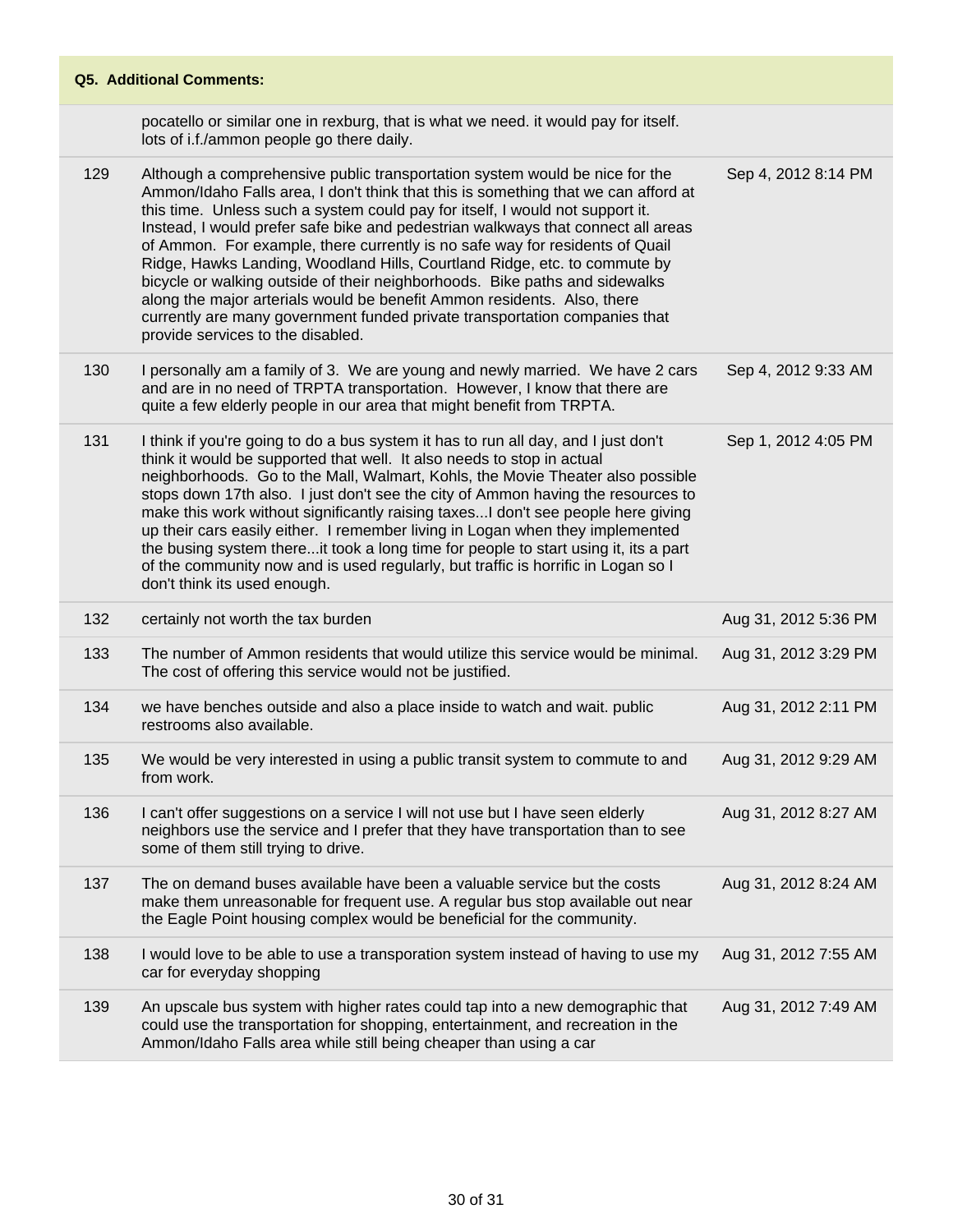| Q5. Additional Comments: | | |
|---|---|---|
| | pocatello or similar one in rexburg, that is what we need. it would pay for itself. lots of i.f./ammon people go there daily. | |
| 129 | Although a comprehensive public transportation system would be nice for the Ammon/Idaho Falls area, I don't think that this is something that we can afford at this time. Unless such a system could pay for itself, I would not support it. Instead, I would prefer safe bike and pedestrian walkways that connect all areas of Ammon. For example, there currently is no safe way for residents of Quail Ridge, Hawks Landing, Woodland Hills, Courtland Ridge, etc. to commute by bicycle or walking outside of their neighborhoods. Bike paths and sidewalks along the major arterials would be benefit Ammon residents. Also, there currently are many government funded private transportation companies that provide services to the disabled. | Sep 4, 2012 8:14 PM |
| 130 | I personally am a family of 3. We are young and newly married. We have 2 cars and are in no need of TRPTA transportation. However, I know that there are quite a few elderly people in our area that might benefit from TRPTA. | Sep 4, 2012 9:33 AM |
| 131 | I think if you're going to do a bus system it has to run all day, and I just don't think it would be supported that well. It also needs to stop in actual neighborhoods. Go to the Mall, Walmart, Kohls, the Movie Theater also possible stops down 17th also. I just don't see the city of Ammon having the resources to make this work without significantly raising taxes...I don't see people here giving up their cars easily either. I remember living in Logan when they implemented the busing system there...it took a long time for people to start using it, its a part of the community now and is used regularly, but traffic is horrific in Logan so I don't think its used enough. | Sep 1, 2012 4:05 PM |
| 132 | certainly not worth the tax burden | Aug 31, 2012 5:36 PM |
| 133 | The number of Ammon residents that would utilize this service would be minimal. The cost of offering this service would not be justified. | Aug 31, 2012 3:29 PM |
| 134 | we have benches outside and also a place inside to watch and wait. public restrooms also available. | Aug 31, 2012 2:11 PM |
| 135 | We would be very interested in using a public transit system to commute to and from work. | Aug 31, 2012 9:29 AM |
| 136 | I can't offer suggestions on a service I will not use but I have seen elderly neighbors use the service and I prefer that they have transportation than to see some of them still trying to drive. | Aug 31, 2012 8:27 AM |
| 137 | The on demand buses available have been a valuable service but the costs make them unreasonable for frequent use. A regular bus stop available out near the Eagle Point housing complex would be beneficial for the community. | Aug 31, 2012 8:24 AM |
| 138 | I would love to be able to use a transporation system instead of having to use my car for everyday shopping | Aug 31, 2012 7:55 AM |
| 139 | An upscale bus system with higher rates could tap into a new demographic that could use the transportation for shopping, entertainment, and recreation in the Ammon/Idaho Falls area while still being cheaper than using a car | Aug 31, 2012 7:49 AM |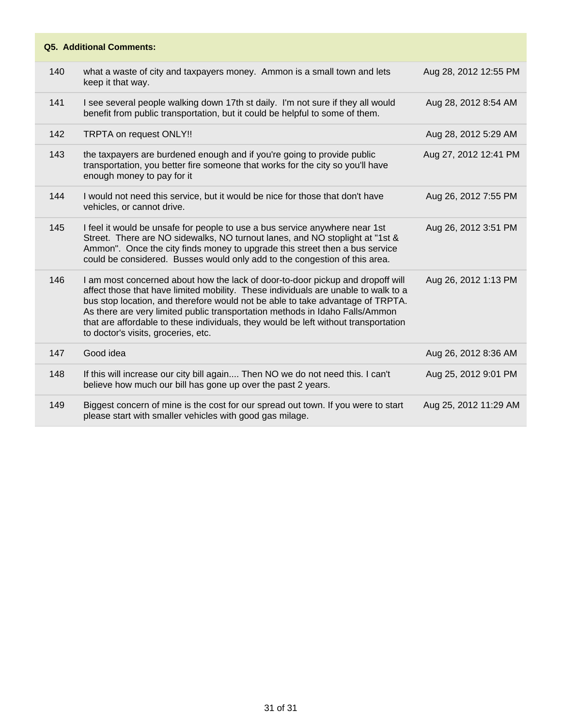| Q5. Additional Comments: | | |
|---|---|---|
| 140 | what a waste of city and taxpayers money. Ammon is a small town and lets keep it that way. | Aug 28, 2012 12:55 PM |
| 141 | I see several people walking down 17th st daily. I'm not sure if they all would benefit from public transportation, but it could be helpful to some of them. | Aug 28, 2012 8:54 AM |
| 142 | TRPTA on request ONLY!! | Aug 28, 2012 5:29 AM |
| 143 | the taxpayers are burdened enough and if you're going to provide public transportation, you better fire someone that works for the city so you'll have enough money to pay for it | Aug 27, 2012 12:41 PM |
| 144 | I would not need this service, but it would be nice for those that don't have vehicles, or cannot drive. | Aug 26, 2012 7:55 PM |
| 145 | I feel it would be unsafe for people to use a bus service anywhere near 1st Street. There are NO sidewalks, NO turnout lanes, and NO stoplight at "1st & Ammon". Once the city finds money to upgrade this street then a bus service could be considered. Busses would only add to the congestion of this area. | Aug 26, 2012 3:51 PM |
| 146 | I am most concerned about how the lack of door-to-door pickup and dropoff will affect those that have limited mobility. These individuals are unable to walk to a bus stop location, and therefore would not be able to take advantage of TRPTA. As there are very limited public transportation methods in Idaho Falls/Ammon that are affordable to these individuals, they would be left without transportation to doctor's visits, groceries, etc. | Aug 26, 2012 1:13 PM |
| 147 | Good idea | Aug 26, 2012 8:36 AM |
| 148 | If this will increase our city bill again.... Then NO we do not need this. I can't believe how much our bill has gone up over the past 2 years. | Aug 25, 2012 9:01 PM |
| 149 | Biggest concern of mine is the cost for our spread out town. If you were to start please start with smaller vehicles with good gas milage. | Aug 25, 2012 11:29 AM |